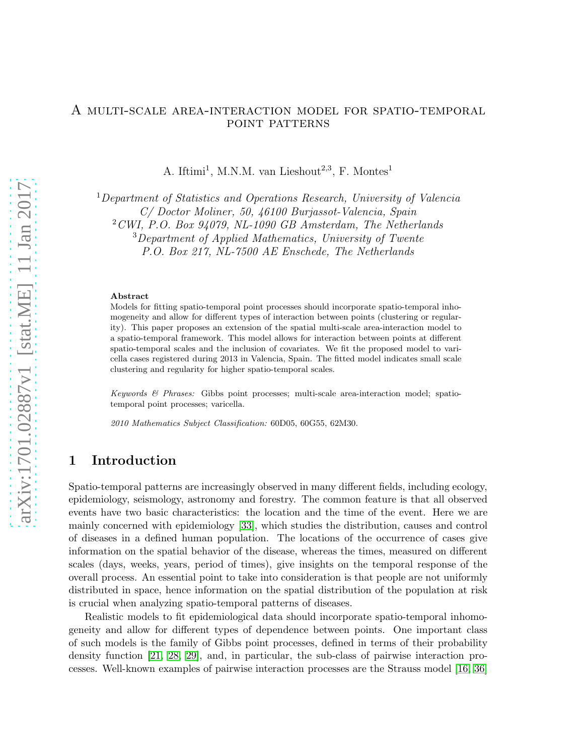# A multi-scale area-interaction model for spatio-temporal point patterns

A. Iftimi[1], M.N.M. van Lieshout[2,3], F. Montes[1]

[1] *Department of Statistics and Operations Research, University of Valencia*
*C/ Doctor Moliner, 50, 46100 Burjassot-Valencia, Spain*
[2] *CWI, P.O. Box 94079, NL-1090 GB Amsterdam, The Netherlands*
[3] *Department of Applied Mathematics, University of Twente*
*P.O. Box 217, NL-7500 AE Enschede, The Netherlands*

**Abstract**

Models for fitting spatio-temporal point processes should incorporate spatio-temporal inhomogeneity and allow for different types of interaction between points (clustering or regularity). This paper proposes an extension of the spatial multi-scale area-interaction model to a spatio-temporal framework. This model allows for interaction between points at different spatio-temporal scales and the inclusion of covariates. We fit the proposed model to varicella cases registered during 2013 in Valencia, Spain. The fitted model indicates small scale clustering and regularity for higher spatio-temporal scales.

*Keywords & Phrases:* Gibbs point processes; multi-scale area-interaction model; spatio-temporal point processes; varicella.

*2010 Mathematics Subject Classification:* 60D05, 60G55, 62M30.

## 1 Introduction

Spatio-temporal patterns are increasingly observed in many different fields, including ecology, epidemiology, seismology, astronomy and forestry. The common feature is that all observed events have two basic characteristics: the location and the time of the event. Here we are mainly concerned with epidemiology [33], which studies the distribution, causes and control of diseases in a defined human population. The locations of the occurrence of cases give information on the spatial behavior of the disease, whereas the times, measured on different scales (days, weeks, years, period of times), give insights on the temporal response of the overall process. An essential point to take into consideration is that people are not uniformly distributed in space, hence information on the spatial distribution of the population at risk is crucial when analyzing spatio-temporal patterns of diseases.

Realistic models to fit epidemiological data should incorporate spatio-temporal inhomogeneity and allow for different types of dependence between points. One important class of such models is the family of Gibbs point processes, defined in terms of their probability density function [21, 28, 29], and, in particular, the sub-class of pairwise interaction processes. Well-known examples of pairwise interaction processes are the Strauss model [16, 36]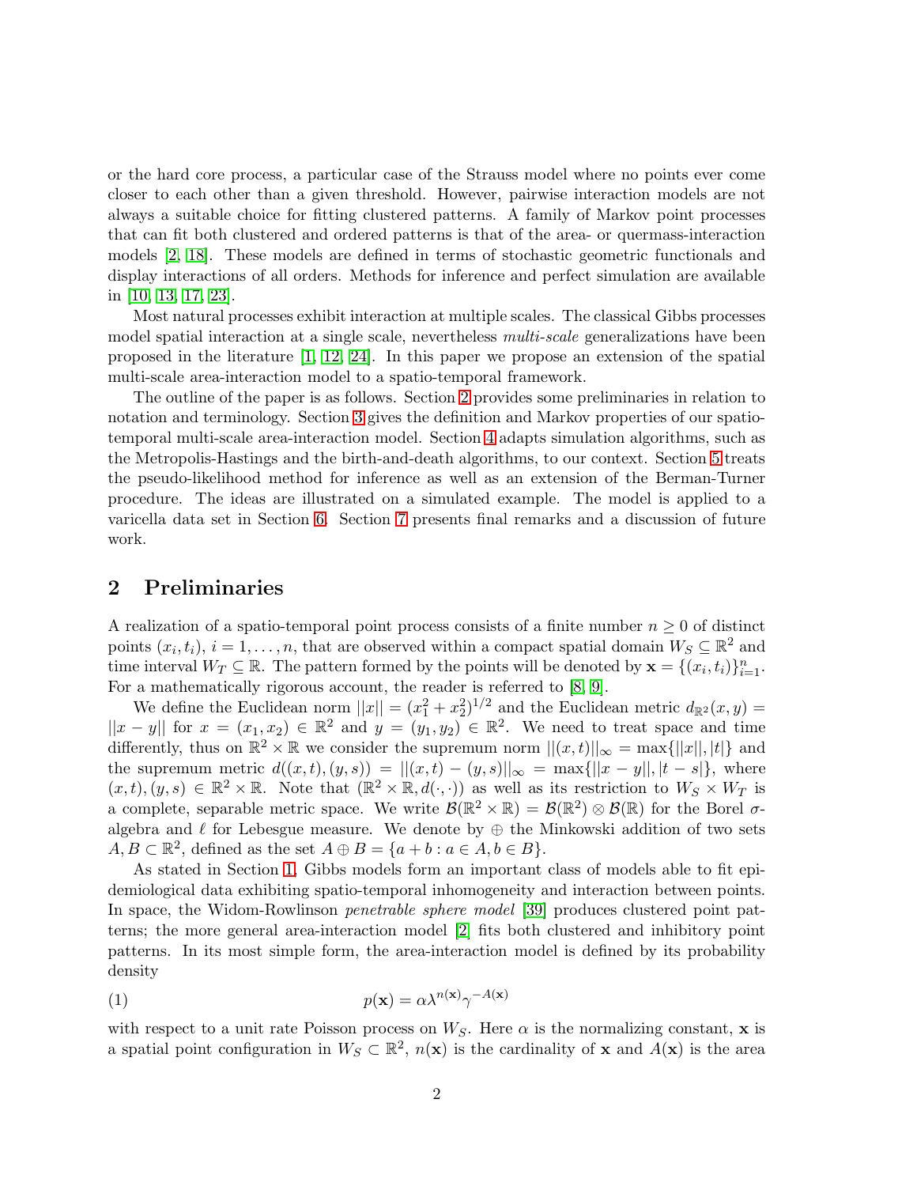or the hard core process, a particular case of the Strauss model where no points ever come closer to each other than a given threshold. However, pairwise interaction models are not always a suitable choice for fitting clustered patterns. A family of Markov point processes that can fit both clustered and ordered patterns is that of the area- or quermass-interaction models [2, 18]. These models are defined in terms of stochastic geometric functionals and display interactions of all orders. Methods for inference and perfect simulation are available in [10, 13, 17, 23].

Most natural processes exhibit interaction at multiple scales. The classical Gibbs processes model spatial interaction at a single scale, nevertheless *multi-scale* generalizations have been proposed in the literature [1, 12, 24]. In this paper we propose an extension of the spatial multi-scale area-interaction model to a spatio-temporal framework.

The outline of the paper is as follows. Section 2 provides some preliminaries in relation to notation and terminology. Section 3 gives the definition and Markov properties of our spatio-temporal multi-scale area-interaction model. Section 4 adapts simulation algorithms, such as the Metropolis-Hastings and the birth-and-death algorithms, to our context. Section 5 treats the pseudo-likelihood method for inference as well as an extension of the Berman-Turner procedure. The ideas are illustrated on a simulated example. The model is applied to a varicella data set in Section 6. Section 7 presents final remarks and a discussion of future work.

## 2 Preliminaries

A realization of a spatio-temporal point process consists of a finite number $n \geq 0$ of distinct points $(x_i, t_i)$, $i = 1, \ldots, n$, that are observed within a compact spatial domain $W_S \subseteq \mathbb{R}^2$ and time interval $W_T \subseteq \mathbb{R}$. The pattern formed by the points will be denoted by $\mathbf{x} = \{(x_i, t_i)\}_{i=1}^n$. For a mathematically rigorous account, the reader is referred to [8, 9].

We define the Euclidean norm $||x|| = (x_1^2 + x_2^2)^{1/2}$ and the Euclidean metric $d_{\mathbb{R}^2}(x, y) = ||x - y||$ for $x = (x_1, x_2) \in \mathbb{R}^2$ and $y = (y_1, y_2) \in \mathbb{R}^2$. We need to treat space and time differently, thus on $\mathbb{R}^2 \times \mathbb{R}$ we consider the supremum norm $||(x, t)||_\infty = \max\{||x||, |t|\}$ and the supremum metric $d((x, t), (y, s)) = ||(x, t) - (y, s)||_\infty = \max\{||x - y||, |t - s|\}$, where $(x, t), (y, s) \in \mathbb{R}^2 \times \mathbb{R}$. Note that $(\mathbb{R}^2 \times \mathbb{R}, d(\cdot, \cdot))$ as well as its restriction to $W_S \times W_T$ is a complete, separable metric space. We write $\mathcal{B}(\mathbb{R}^2 \times \mathbb{R}) = \mathcal{B}(\mathbb{R}^2) \otimes \mathcal{B}(\mathbb{R})$ for the Borel $\sigma$-algebra and $\ell$ for Lebesgue measure. We denote by $\oplus$ the Minkowski addition of two sets $A, B \subset \mathbb{R}^2$, defined as the set $A \oplus B = \{a + b : a \in A, b \in B\}$.

As stated in Section 1, Gibbs models form an important class of models able to fit epidemiological data exhibiting spatio-temporal inhomogeneity and interaction between points. In space, the Widom-Rowlinson *penetrable sphere model* [39] produces clustered point patterns; the more general area-interaction model [2] fits both clustered and inhibitory point patterns. In its most simple form, the area-interaction model is defined by its probability density

$$p(\mathbf{x}) = \alpha \lambda^{n(\mathbf{x})} \gamma^{-A(\mathbf{x})} \tag{1}$$

with respect to a unit rate Poisson process on $W_S$. Here $\alpha$ is the normalizing constant, $\mathbf{x}$ is a spatial point configuration in $W_S \subset \mathbb{R}^2$, $n(\mathbf{x})$ is the cardinality of $\mathbf{x}$ and $A(\mathbf{x})$ is the area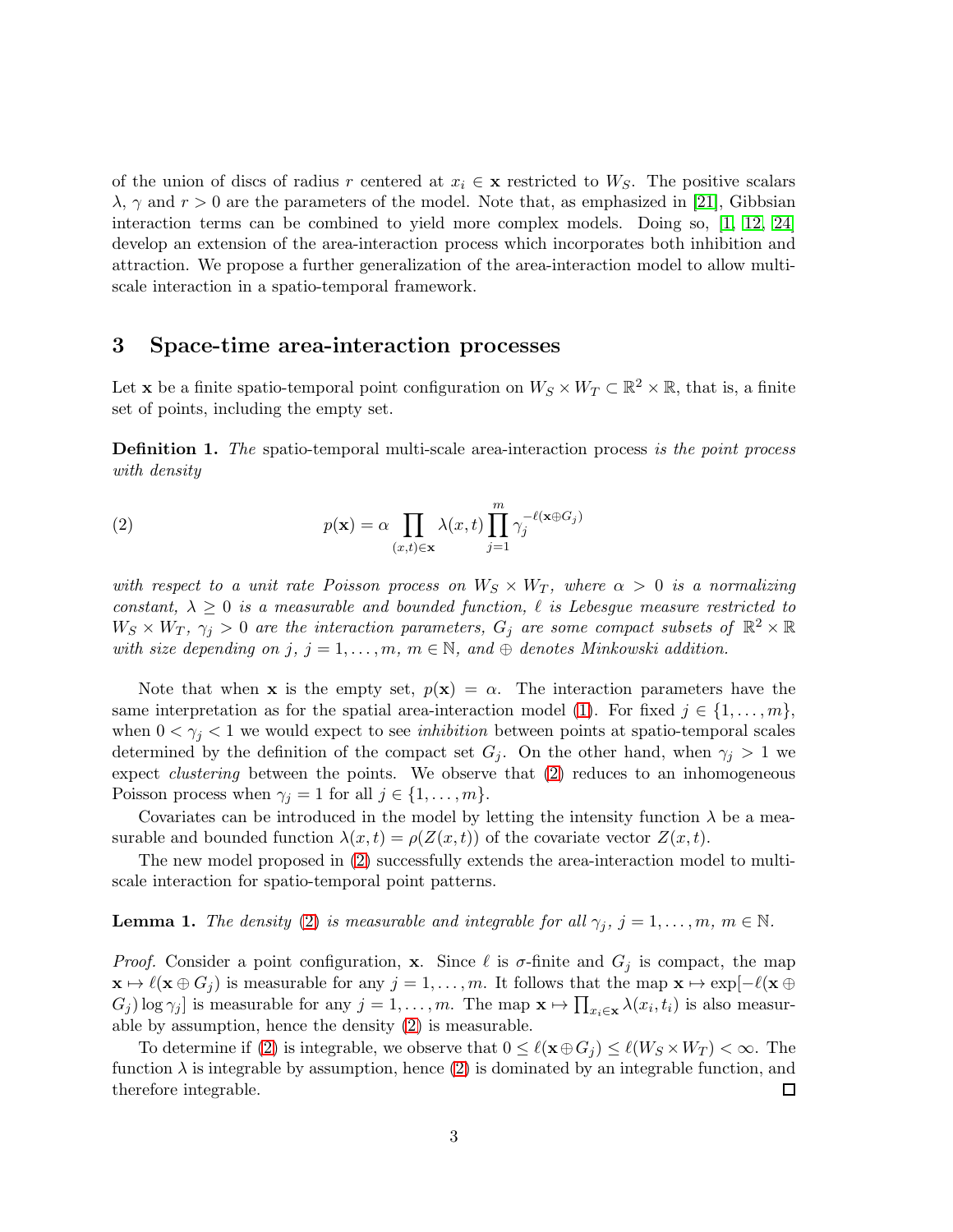of the union of discs of radius $r$ centered at $x_i \in \mathbf{x}$ restricted to $W_S$. The positive scalars $\lambda$, $\gamma$ and $r > 0$ are the parameters of the model. Note that, as emphasized in [21], Gibbsian interaction terms can be combined to yield more complex models. Doing so, [1, 12, 24] develop an extension of the area-interaction process which incorporates both inhibition and attraction. We propose a further generalization of the area-interaction model to allow multi-scale interaction in a spatio-temporal framework.

## 3 Space-time area-interaction processes

Let $\mathbf{x}$ be a finite spatio-temporal point configuration on $W_S \times W_T \subset \mathbb{R}^2 \times \mathbb{R}$, that is, a finite set of points, including the empty set.

**Definition 1.** *The* spatio-temporal multi-scale area-interaction process *is the point process with density*

$$p(\mathbf{x}) = \alpha \prod_{(x,t)\in\mathbf{x}} \lambda(x,t) \prod_{j=1}^{m} \gamma_j^{-\ell(\mathbf{x}\oplus G_j)} \tag{2}$$

*with respect to a unit rate Poisson process on $W_S \times W_T$, where $\alpha > 0$ is a normalizing constant, $\lambda \geq 0$ is a measurable and bounded function, $\ell$ is Lebesgue measure restricted to $W_S \times W_T$, $\gamma_j > 0$ are the interaction parameters, $G_j$ are some compact subsets of $\mathbb{R}^2 \times \mathbb{R}$ with size depending on $j$, $j = 1, \ldots, m$, $m \in \mathbb{N}$, and $\oplus$ denotes Minkowski addition.*

Note that when $\mathbf{x}$ is the empty set, $p(\mathbf{x}) = \alpha$. The interaction parameters have the same interpretation as for the spatial area-interaction model (1). For fixed $j \in \{1, \ldots, m\}$, when $0 < \gamma_j < 1$ we would expect to see *inhibition* between points at spatio-temporal scales determined by the definition of the compact set $G_j$. On the other hand, when $\gamma_j > 1$ we expect *clustering* between the points. We observe that (2) reduces to an inhomogeneous Poisson process when $\gamma_j = 1$ for all $j \in \{1, \ldots, m\}$.

Covariates can be introduced in the model by letting the intensity function $\lambda$ be a measurable and bounded function $\lambda(x,t) = \rho(Z(x,t))$ of the covariate vector $Z(x,t)$.

The new model proposed in (2) successfully extends the area-interaction model to multi-scale interaction for spatio-temporal point patterns.

**Lemma 1.** *The density (2) is measurable and integrable for all $\gamma_j$, $j = 1, \ldots, m$, $m \in \mathbb{N}$.*

*Proof.* Consider a point configuration, $\mathbf{x}$. Since $\ell$ is $\sigma$-finite and $G_j$ is compact, the map $\mathbf{x} \mapsto \ell(\mathbf{x} \oplus G_j)$ is measurable for any $j = 1, \ldots, m$. It follows that the map $\mathbf{x} \mapsto \exp[-\ell(\mathbf{x} \oplus G_j) \log \gamma_j]$ is measurable for any $j = 1, \ldots, m$. The map $\mathbf{x} \mapsto \prod_{x_i \in \mathbf{x}} \lambda(x_i, t_i)$ is also measurable by assumption, hence the density (2) is measurable.

To determine if (2) is integrable, we observe that $0 \leq \ell(\mathbf{x} \oplus G_j) \leq \ell(W_S \times W_T) < \infty$. The function $\lambda$ is integrable by assumption, hence (2) is dominated by an integrable function, and therefore integrable. $\square$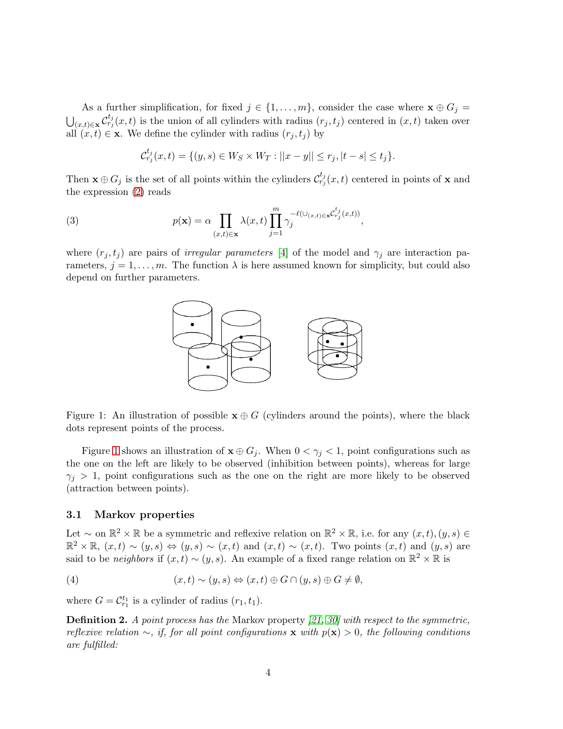As a further simplification, for fixed $j \in \{1, \ldots, m\}$, consider the case where $\mathbf{x} \oplus G_j = \bigcup_{(x,t)\in\mathbf{x}} \mathcal{C}_{r_j}^{t_j}(x,t)$ is the union of all cylinders with radius $(r_j, t_j)$ centered in $(x,t)$ taken over all $(x,t) \in \mathbf{x}$. We define the cylinder with radius $(r_j, t_j)$ by

$$\mathcal{C}_{r_j}^{t_j}(x,t) = \{(y,s) \in W_S \times W_T : ||x - y|| \leq r_j, |t - s| \leq t_j\}.$$

Then $\mathbf{x} \oplus G_j$ is the set of all points within the cylinders $\mathcal{C}_{r_j}^{t_j}(x,t)$ centered in points of $\mathbf{x}$ and the expression (2) reads

$$p(\mathbf{x}) = \alpha \prod_{(x,t)\in\mathbf{x}} \lambda(x,t) \prod_{j=1}^{m} \gamma_j^{-\ell(\cup_{(x,t)\in\mathbf{x}} \mathcal{C}_{r_j}^{t_j}(x,t))}, \tag{3}$$

where $(r_j, t_j)$ are pairs of *irregular parameters* [4] of the model and $\gamma_j$ are interaction parameters, $j = 1, \ldots, m$. The function $\lambda$ is here assumed known for simplicity, but could also depend on further parameters.

Figure 1: An illustration of possible $\mathbf{x} \oplus G$ (cylinders around the points), where the black dots represent points of the process.

Figure 1 shows an illustration of $\mathbf{x} \oplus G_j$. When $0 < \gamma_j < 1$, point configurations such as the one on the left are likely to be observed (inhibition between points), whereas for large $\gamma_j > 1$, point configurations such as the one on the right are more likely to be observed (attraction between points).

### 3.1 Markov properties

Let $\sim$ on $\mathbb{R}^2 \times \mathbb{R}$ be a symmetric and reflexive relation on $\mathbb{R}^2 \times \mathbb{R}$, i.e. for any $(x,t), (y,s) \in \mathbb{R}^2 \times \mathbb{R}$, $(x,t) \sim (y,s) \Leftrightarrow (y,s) \sim (x,t)$ and $(x,t) \sim (x,t)$. Two points $(x,t)$ and $(y,s)$ are said to be *neighbors* if $(x,t) \sim (y,s)$. An example of a fixed range relation on $\mathbb{R}^2 \times \mathbb{R}$ is

$$(x,t) \sim (y,s) \Leftrightarrow (x,t) \oplus G \cap (y,s) \oplus G \neq \emptyset, \tag{4}$$

where $G = \mathcal{C}_{r_1}^{t_1}$ is a cylinder of radius $(r_1, t_1)$.

**Definition 2.** *A point process has the* Markov property *[21, 30] with respect to the symmetric, reflexive relation $\sim$, if, for all point configurations $\mathbf{x}$ with $p(\mathbf{x}) > 0$, the following conditions are fulfilled:*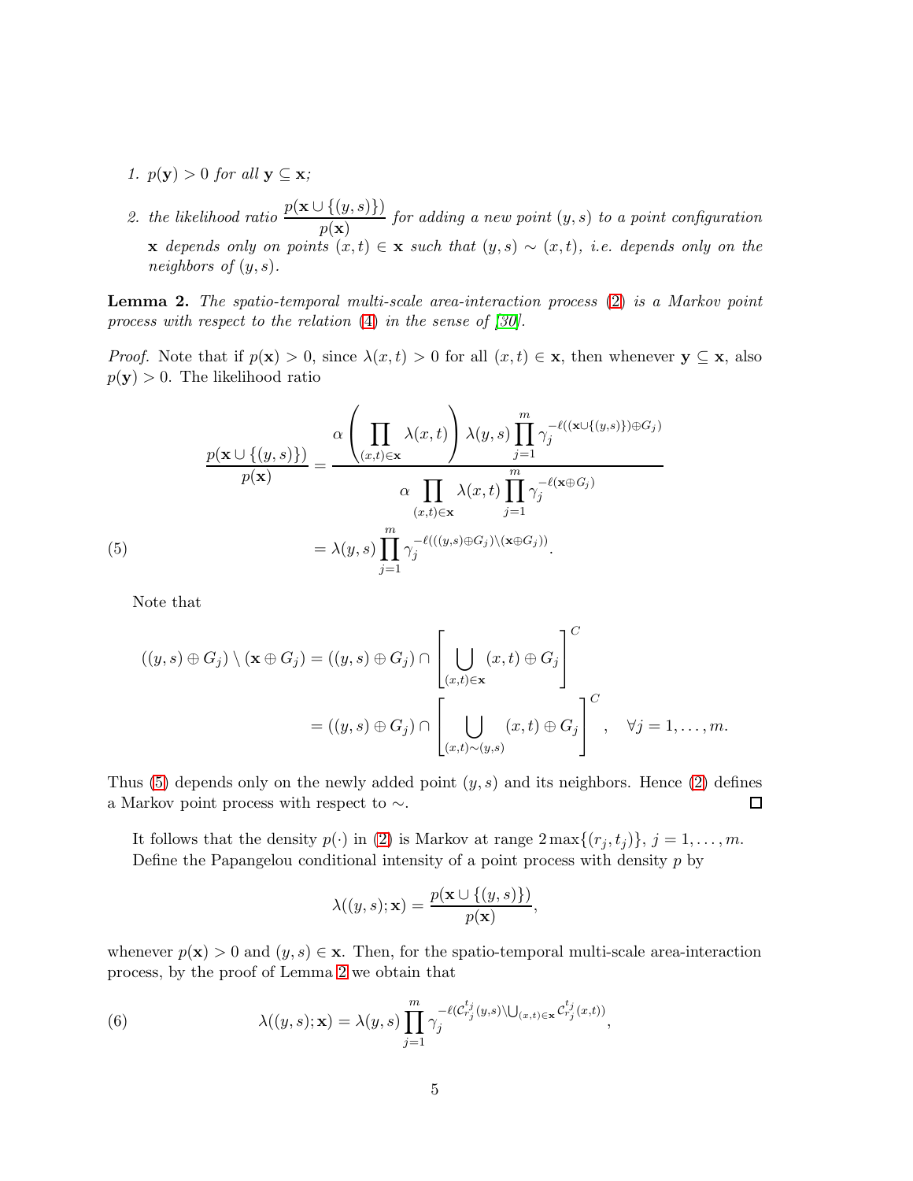1. $p(\mathbf{y}) > 0$ *for all* $\mathbf{y} \subseteq \mathbf{x}$*;*
2. *the likelihood ratio* $\dfrac{p(\mathbf{x} \cup \{(y,s)\})}{p(\mathbf{x})}$ *for adding a new point* $(y,s)$ *to a point configuration* $\mathbf{x}$ *depends only on points* $(x,t) \in \mathbf{x}$ *such that* $(y,s) \sim (x,t)$*, i.e. depends only on the neighbors of* $(y,s)$*.*

**Lemma 2.** *The spatio-temporal multi-scale area-interaction process* (2) *is a Markov point process with respect to the relation* (4) *in the sense of [30].*

*Proof.* Note that if $p(\mathbf{x}) > 0$, since $\lambda(x,t) > 0$ for all $(x,t) \in \mathbf{x}$, then whenever $\mathbf{y} \subseteq \mathbf{x}$, also $p(\mathbf{y}) > 0$. The likelihood ratio

$$
\begin{aligned}
\frac{p(\mathbf{x} \cup \{(y,s)\})}{p(\mathbf{x})} &= \frac{\alpha \left( \prod_{(x,t)\in\mathbf{x}} \lambda(x,t) \right) \lambda(y,s) \prod_{j=1}^{m} \gamma_j^{-\ell((\mathbf{x}\cup\{(y,s)\})\oplus G_j)}}{\alpha \prod_{(x,t)\in\mathbf{x}} \lambda(x,t) \prod_{j=1}^{m} \gamma_j^{-\ell(\mathbf{x}\oplus G_j)}} \\
&= \lambda(y,s) \prod_{j=1}^{m} \gamma_j^{-\ell(((y,s)\oplus G_j)\setminus(\mathbf{x}\oplus G_j))}. \qquad (5)
\end{aligned}
$$

Note that

$$
\begin{aligned}
((y,s) \oplus G_j) \setminus (\mathbf{x} \oplus G_j) &= ((y,s) \oplus G_j) \cap \left[ \bigcup_{(x,t)\in\mathbf{x}} (x,t) \oplus G_j \right]^C \\
&= ((y,s) \oplus G_j) \cap \left[ \bigcup_{(x,t)\sim(y,s)} (x,t) \oplus G_j \right]^C, \quad \forall j = 1, \ldots, m.
\end{aligned}
$$

Thus (5) depends only on the newly added point $(y,s)$ and its neighbors. Hence (2) defines a Markov point process with respect to $\sim$. ◻

It follows that the density $p(\cdot)$ in (2) is Markov at range $2\max\{(r_j, t_j)\}$, $j = 1, \ldots, m$. Define the Papangelou conditional intensity of a point process with density $p$ by

$$
\lambda((y,s); \mathbf{x}) = \frac{p(\mathbf{x} \cup \{(y,s)\})}{p(\mathbf{x})},
$$

whenever $p(\mathbf{x}) > 0$ and $(y,s) \in \mathbf{x}$. Then, for the spatio-temporal multi-scale area-interaction process, by the proof of Lemma 2 we obtain that

$$
\lambda((y,s); \mathbf{x}) = \lambda(y,s) \prod_{j=1}^{m} \gamma_j^{-\ell(\mathcal{C}_{r_j}^{t_j}(y,s)\setminus\bigcup_{(x,t)\in\mathbf{x}} \mathcal{C}_{r_j}^{t_j}(x,t))}, \qquad (6)
$$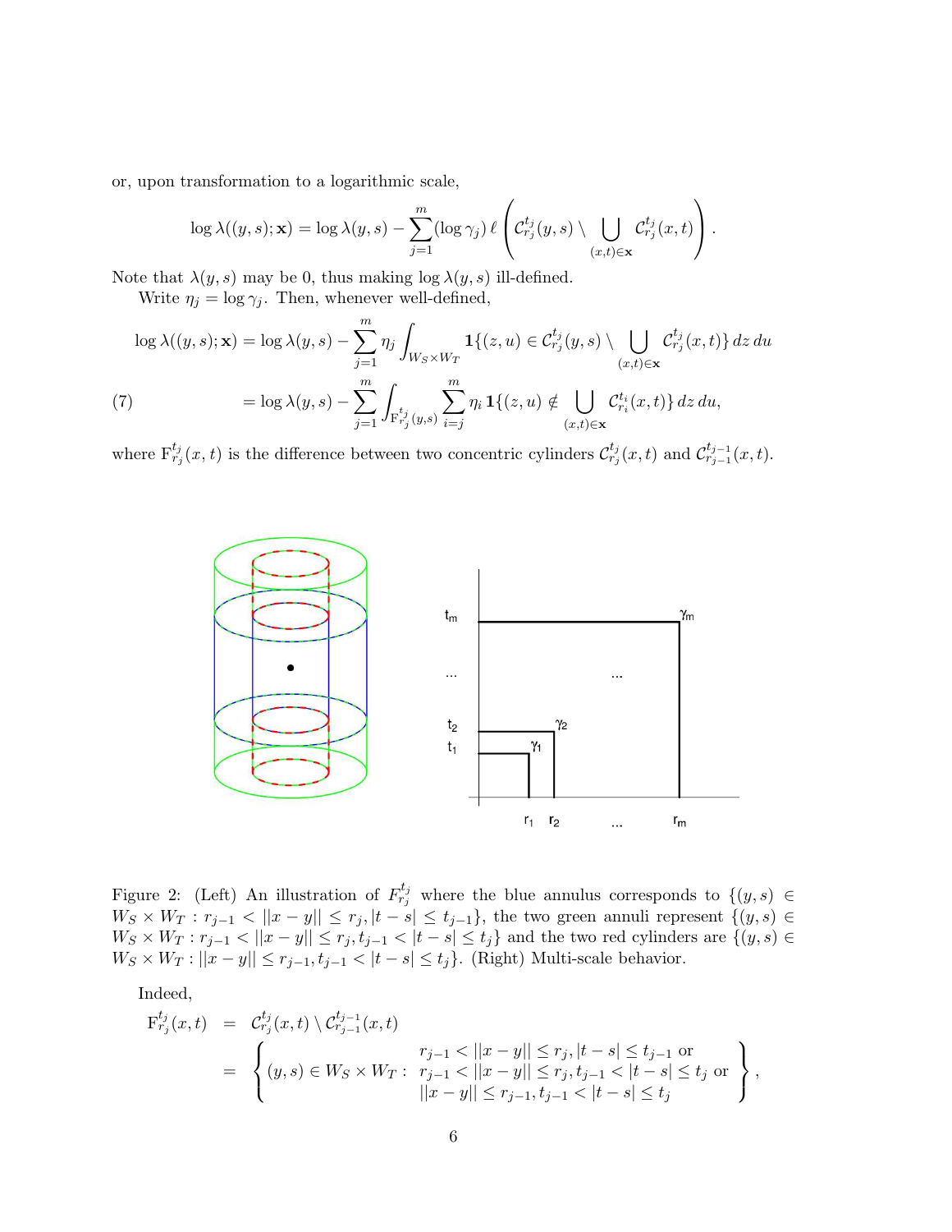or, upon transformation to a logarithmic scale,

$$\log \lambda((y,s);\mathbf{x}) = \log \lambda(y,s) - \sum_{j=1}^{m} (\log \gamma_j)\, \ell \left( \mathcal{C}_{r_j}^{t_j}(y,s) \setminus \bigcup_{(x,t)\in\mathbf{x}} \mathcal{C}_{r_j}^{t_j}(x,t) \right).$$

Note that $\lambda(y,s)$ may be 0, thus making $\log \lambda(y,s)$ ill-defined.

Write $\eta_j = \log \gamma_j$. Then, whenever well-defined,

$$\begin{aligned}
\log \lambda((y,s);\mathbf{x}) &= \log \lambda(y,s) - \sum_{j=1}^{m} \eta_j \int_{W_S \times W_T} \mathbf{1}\{(z,u) \in \mathcal{C}_{r_j}^{t_j}(y,s) \setminus \bigcup_{(x,t)\in\mathbf{x}} \mathcal{C}_{r_j}^{t_j}(x,t)\}\, dz\, du \\
&= \log \lambda(y,s) - \sum_{j=1}^{m} \int_{\mathrm{F}_{r_j}^{t_j}(y,s)} \sum_{i=j}^{m} \eta_i\, \mathbf{1}\{(z,u) \notin \bigcup_{(x,t)\in\mathbf{x}} \mathcal{C}_{r_i}^{t_i}(x,t)\}\, dz\, du, \qquad (7)
\end{aligned}$$

where $\mathrm{F}_{r_j}^{t_j}(x,t)$ is the difference between two concentric cylinders $\mathcal{C}_{r_j}^{t_j}(x,t)$ and $\mathcal{C}_{r_{j-1}}^{t_{j-1}}(x,t)$.

Figure 2: (Left) An illustration of $F_{r_j}^{t_j}$ where the blue annulus corresponds to $\{(y,s) \in W_S \times W_T : r_{j-1} < ||x-y|| \le r_j, |t-s| \le t_{j-1}\}$, the two green annuli represent $\{(y,s) \in W_S \times W_T : r_{j-1} < ||x-y|| \le r_j, t_{j-1} < |t-s| \le t_j\}$ and the two red cylinders are $\{(y,s) \in W_S \times W_T : ||x-y|| \le r_{j-1}, t_{j-1} < |t-s| \le t_j\}$. (Right) Multi-scale behavior.

Indeed,

$$\begin{aligned}
\mathrm{F}_{r_j}^{t_j}(x,t) &= \mathcal{C}_{r_j}^{t_j}(x,t) \setminus \mathcal{C}_{r_{j-1}}^{t_{j-1}}(x,t) \\
&= \left\{ (y,s) \in W_S \times W_T : \begin{array}{l} r_{j-1} < ||x-y|| \le r_j, |t-s| \le t_{j-1} \text{ or} \\ r_{j-1} < ||x-y|| \le r_j, t_{j-1} < |t-s| \le t_j \text{ or} \\ ||x-y|| \le r_{j-1}, t_{j-1} < |t-s| \le t_j \end{array} \right\},
\end{aligned}$$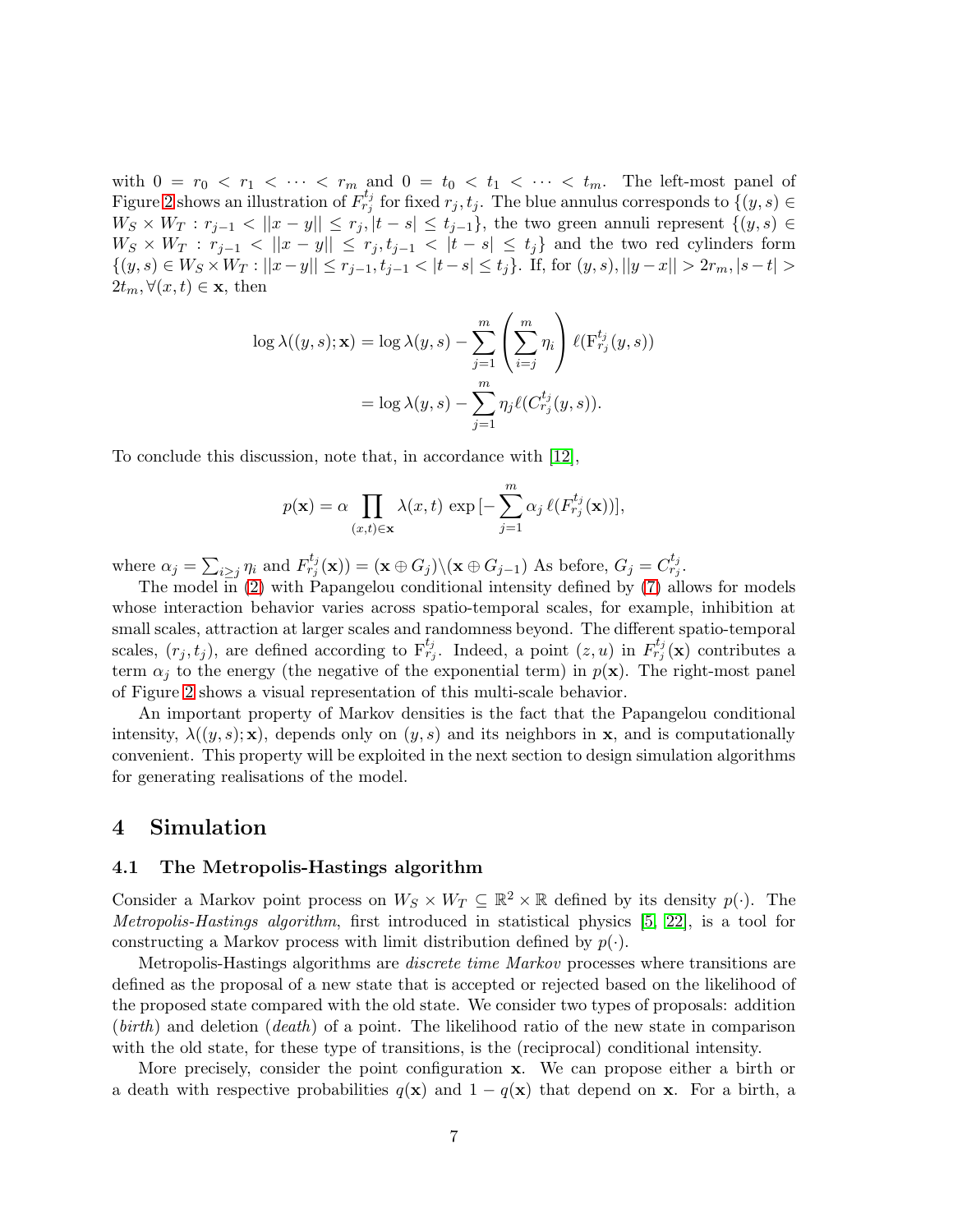with $0 = r_0 < r_1 < \cdots < r_m$ and $0 = t_0 < t_1 < \cdots < t_m$. The left-most panel of Figure 2 shows an illustration of $F_{r_j}^{t_j}$ for fixed $r_j, t_j$. The blue annulus corresponds to $\{(y, s) \in W_S \times W_T : r_{j-1} < ||x - y|| \leq r_j, |t - s| \leq t_{j-1}\}$, the two green annuli represent $\{(y, s) \in W_S \times W_T : r_{j-1} < ||x - y|| \leq r_j, t_{j-1} < |t - s| \leq t_j\}$ and the two red cylinders form $\{(y, s) \in W_S \times W_T : ||x - y|| \leq r_{j-1}, t_{j-1} < |t - s| \leq t_j\}$. If, for $(y, s)$, $||y - x|| > 2r_m, |s - t| > 2t_m, \forall (x, t) \in \mathbf{x}$, then

$$
\begin{aligned}
\log \lambda((y, s); \mathbf{x}) &= \log \lambda(y, s) - \sum_{j=1}^{m} \left( \sum_{i=j}^{m} \eta_i \right) \ell(\mathrm{F}_{r_j}^{t_j}(y, s)) \\
&= \log \lambda(y, s) - \sum_{j=1}^{m} \eta_j \ell(C_{r_j}^{t_j}(y, s)).
\end{aligned}
$$

To conclude this discussion, note that, in accordance with [12],

$$
p(\mathbf{x}) = \alpha \prod_{(x,t) \in \mathbf{x}} \lambda(x, t) \exp\left[-\sum_{j=1}^{m} \alpha_j \, \ell(F_{r_j}^{t_j}(\mathbf{x}))\right],
$$

where $\alpha_j = \sum_{i \geq j} \eta_i$ and $F_{r_j}^{t_j}(\mathbf{x})) = (\mathbf{x} \oplus G_j) \backslash (\mathbf{x} \oplus G_{j-1})$ As before, $G_j = C_{r_j}^{t_j}$.

The model in (2) with Papangelou conditional intensity defined by (7) allows for models whose interaction behavior varies across spatio-temporal scales, for example, inhibition at small scales, attraction at larger scales and randomness beyond. The different spatio-temporal scales, $(r_j, t_j)$, are defined according to $\mathrm{F}_{r_j}^{t_j}$. Indeed, a point $(z, u)$ in $F_{r_j}^{t_j}(\mathbf{x})$ contributes a term $\alpha_j$ to the energy (the negative of the exponential term) in $p(\mathbf{x})$. The right-most panel of Figure 2 shows a visual representation of this multi-scale behavior.

An important property of Markov densities is the fact that the Papangelou conditional intensity, $\lambda((y, s); \mathbf{x})$, depends only on $(y, s)$ and its neighbors in $\mathbf{x}$, and is computationally convenient. This property will be exploited in the next section to design simulation algorithms for generating realisations of the model.

# 4 Simulation

## 4.1 The Metropolis-Hastings algorithm

Consider a Markov point process on $W_S \times W_T \subseteq \mathbb{R}^2 \times \mathbb{R}$ defined by its density $p(\cdot)$. The *Metropolis-Hastings algorithm*, first introduced in statistical physics [5, 22], is a tool for constructing a Markov process with limit distribution defined by $p(\cdot)$.

Metropolis-Hastings algorithms are *discrete time Markov* processes where transitions are defined as the proposal of a new state that is accepted or rejected based on the likelihood of the proposed state compared with the old state. We consider two types of proposals: addition (*birth*) and deletion (*death*) of a point. The likelihood ratio of the new state in comparison with the old state, for these type of transitions, is the (reciprocal) conditional intensity.

More precisely, consider the point configuration $\mathbf{x}$. We can propose either a birth or a death with respective probabilities $q(\mathbf{x})$ and $1 - q(\mathbf{x})$ that depend on $\mathbf{x}$. For a birth, a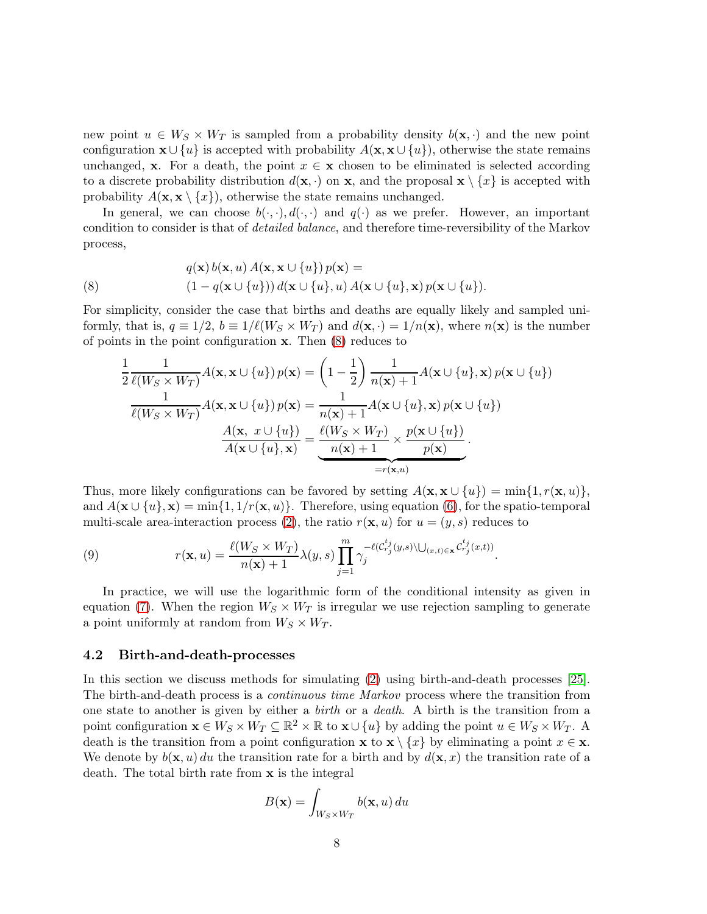new point $u \in W_S \times W_T$ is sampled from a probability density $b(\mathbf{x}, \cdot)$ and the new point configuration $\mathbf{x} \cup \{u\}$ is accepted with probability $A(\mathbf{x}, \mathbf{x} \cup \{u\})$, otherwise the state remains unchanged, $\mathbf{x}$. For a death, the point $x \in \mathbf{x}$ chosen to be eliminated is selected according to a discrete probability distribution $d(\mathbf{x}, \cdot)$ on $\mathbf{x}$, and the proposal $\mathbf{x} \setminus \{x\}$ is accepted with probability $A(\mathbf{x}, \mathbf{x} \setminus \{x\})$, otherwise the state remains unchanged.

In general, we can choose $b(\cdot,\cdot), d(\cdot,\cdot)$ and $q(\cdot)$ as we prefer. However, an important condition to consider is that of *detailed balance*, and therefore time-reversibility of the Markov process,

$$
\begin{aligned}
&q(\mathbf{x})\, b(\mathbf{x}, u)\, A(\mathbf{x}, \mathbf{x} \cup \{u\})\, p(\mathbf{x}) = \\
&(1 - q(\mathbf{x} \cup \{u\}))\, d(\mathbf{x} \cup \{u\}, u)\, A(\mathbf{x} \cup \{u\}, \mathbf{x})\, p(\mathbf{x} \cup \{u\}).
\end{aligned} \tag{8}
$$

For simplicity, consider the case that births and deaths are equally likely and sampled uniformly, that is, $q \equiv 1/2$, $b \equiv 1/\ell(W_S \times W_T)$ and $d(\mathbf{x}, \cdot) = 1/n(\mathbf{x})$, where $n(\mathbf{x})$ is the number of points in the point configuration $\mathbf{x}$. Then (8) reduces to

$$
\begin{aligned}
\frac{1}{2}\frac{1}{\ell(W_S \times W_T)} A(\mathbf{x}, \mathbf{x} \cup \{u\})\, p(\mathbf{x}) &= \left(1 - \frac{1}{2}\right)\frac{1}{n(\mathbf{x})+1} A(\mathbf{x} \cup \{u\}, \mathbf{x})\, p(\mathbf{x} \cup \{u\}) \\
\frac{1}{\ell(W_S \times W_T)} A(\mathbf{x}, \mathbf{x} \cup \{u\})\, p(\mathbf{x}) &= \frac{1}{n(\mathbf{x})+1} A(\mathbf{x} \cup \{u\}, \mathbf{x})\, p(\mathbf{x} \cup \{u\}) \\
\frac{A(\mathbf{x},\ x \cup \{u\})}{A(\mathbf{x} \cup \{u\}, \mathbf{x})} &= \underbrace{\frac{\ell(W_S \times W_T)}{n(\mathbf{x})+1} \times \frac{p(\mathbf{x} \cup \{u\})}{p(\mathbf{x})}}_{=r(\mathbf{x},u)}.
\end{aligned}
$$

Thus, more likely configurations can be favored by setting $A(\mathbf{x}, \mathbf{x} \cup \{u\}) = \min\{1, r(\mathbf{x}, u)\}$, and $A(\mathbf{x} \cup \{u\}, \mathbf{x}) = \min\{1, 1/r(\mathbf{x}, u)\}$. Therefore, using equation (6), for the spatio-temporal multi-scale area-interaction process (2), the ratio $r(\mathbf{x}, u)$ for $u = (y, s)$ reduces to

$$
r(\mathbf{x}, u) = \frac{\ell(W_S \times W_T)}{n(\mathbf{x})+1} \lambda(y, s) \prod_{j=1}^{m} \gamma_j^{-\ell(\mathcal{C}_{r_j}^{t_j}(y,s) \setminus \bigcup_{(x,t)\in\mathbf{x}} \mathcal{C}_{r_j}^{t_j}(x,t))}. \tag{9}
$$

In practice, we will use the logarithmic form of the conditional intensity as given in equation (7). When the region $W_S \times W_T$ is irregular we use rejection sampling to generate a point uniformly at random from $W_S \times W_T$.

### 4.2 Birth-and-death-processes

In this section we discuss methods for simulating (2) using birth-and-death processes [25]. The birth-and-death process is a *continuous time Markov* process where the transition from one state to another is given by either a *birth* or a *death*. A birth is the transition from a point configuration $\mathbf{x} \in W_S \times W_T \subseteq \mathbb{R}^2 \times \mathbb{R}$ to $\mathbf{x} \cup \{u\}$ by adding the point $u \in W_S \times W_T$. A death is the transition from a point configuration $\mathbf{x}$ to $\mathbf{x} \setminus \{x\}$ by eliminating a point $x \in \mathbf{x}$. We denote by $b(\mathbf{x}, u)\, du$ the transition rate for a birth and by $d(\mathbf{x}, x)$ the transition rate of a death. The total birth rate from $\mathbf{x}$ is the integral

$$
B(\mathbf{x}) = \int_{W_S \times W_T} b(\mathbf{x}, u)\, du
$$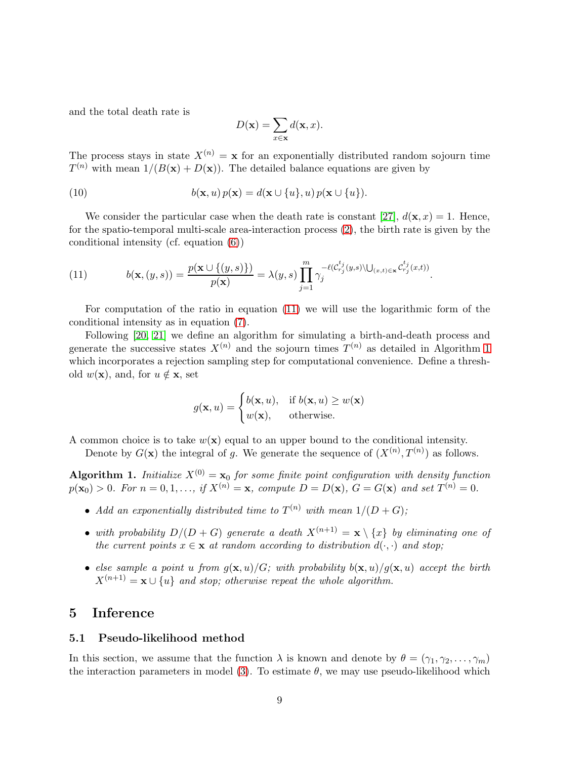and the total death rate is

$$D(\mathbf{x}) = \sum_{x \in \mathbf{x}} d(\mathbf{x}, x).$$

The process stays in state $X^{(n)} = \mathbf{x}$ for an exponentially distributed random sojourn time $T^{(n)}$ with mean $1/(B(\mathbf{x}) + D(\mathbf{x}))$. The detailed balance equations are given by

$$b(\mathbf{x}, u)\, p(\mathbf{x}) = d(\mathbf{x} \cup \{u\}, u)\, p(\mathbf{x} \cup \{u\}). \tag{10}$$

We consider the particular case when the death rate is constant [27], $d(\mathbf{x}, x) = 1$. Hence, for the spatio-temporal multi-scale area-interaction process (2), the birth rate is given by the conditional intensity (cf. equation (6))

$$b(\mathbf{x}, (y, s)) = \frac{p(\mathbf{x} \cup \{(y, s)\})}{p(\mathbf{x})} = \lambda(y, s) \prod_{j=1}^{m} \gamma_j^{-\ell(\mathcal{C}_{r_j}^{t_j}(y,s) \setminus \bigcup_{(x,t) \in \mathbf{x}} \mathcal{C}_{r_j}^{t_j}(x,t))}. \tag{11}$$

For computation of the ratio in equation (11) we will use the logarithmic form of the conditional intensity as in equation (7).

Following [20, 21] we define an algorithm for simulating a birth-and-death process and generate the successive states $X^{(n)}$ and the sojourn times $T^{(n)}$ as detailed in Algorithm 1 which incorporates a rejection sampling step for computational convenience. Define a threshold $w(\mathbf{x})$, and, for $u \notin \mathbf{x}$, set

$$g(\mathbf{x}, u) = \begin{cases} b(\mathbf{x}, u), & \text{if } b(\mathbf{x}, u) \geq w(\mathbf{x}) \\ w(\mathbf{x}), & \text{otherwise.} \end{cases}$$

A common choice is to take $w(\mathbf{x})$ equal to an upper bound to the conditional intensity.

Denote by $G(\mathbf{x})$ the integral of $g$. We generate the sequence of $(X^{(n)}, T^{(n)})$ as follows.

**Algorithm 1.** *Initialize $X^{(0)} = \mathbf{x}_0$ for some finite point configuration with density function $p(\mathbf{x}_0) > 0$. For $n = 0, 1, \ldots,$ if $X^{(n)} = \mathbf{x}$, compute $D = D(\mathbf{x})$, $G = G(\mathbf{x})$ and set $T^{(n)} = 0$.*

- *Add an exponentially distributed time to $T^{(n)}$ with mean $1/(D + G)$;*
- *with probability $D/(D + G)$ generate a death $X^{(n+1)} = \mathbf{x} \setminus \{x\}$ by eliminating one of the current points $x \in \mathbf{x}$ at random according to distribution $d(\cdot, \cdot)$ and stop;*
- *else sample a point $u$ from $g(\mathbf{x}, u)/G$; with probability $b(\mathbf{x}, u)/g(\mathbf{x}, u)$ accept the birth $X^{(n+1)} = \mathbf{x} \cup \{u\}$ and stop; otherwise repeat the whole algorithm.*

# 5 Inference

## 5.1 Pseudo-likelihood method

In this section, we assume that the function $\lambda$ is known and denote by $\theta = (\gamma_1, \gamma_2, \ldots, \gamma_m)$ the interaction parameters in model (3). To estimate $\theta$, we may use pseudo-likelihood which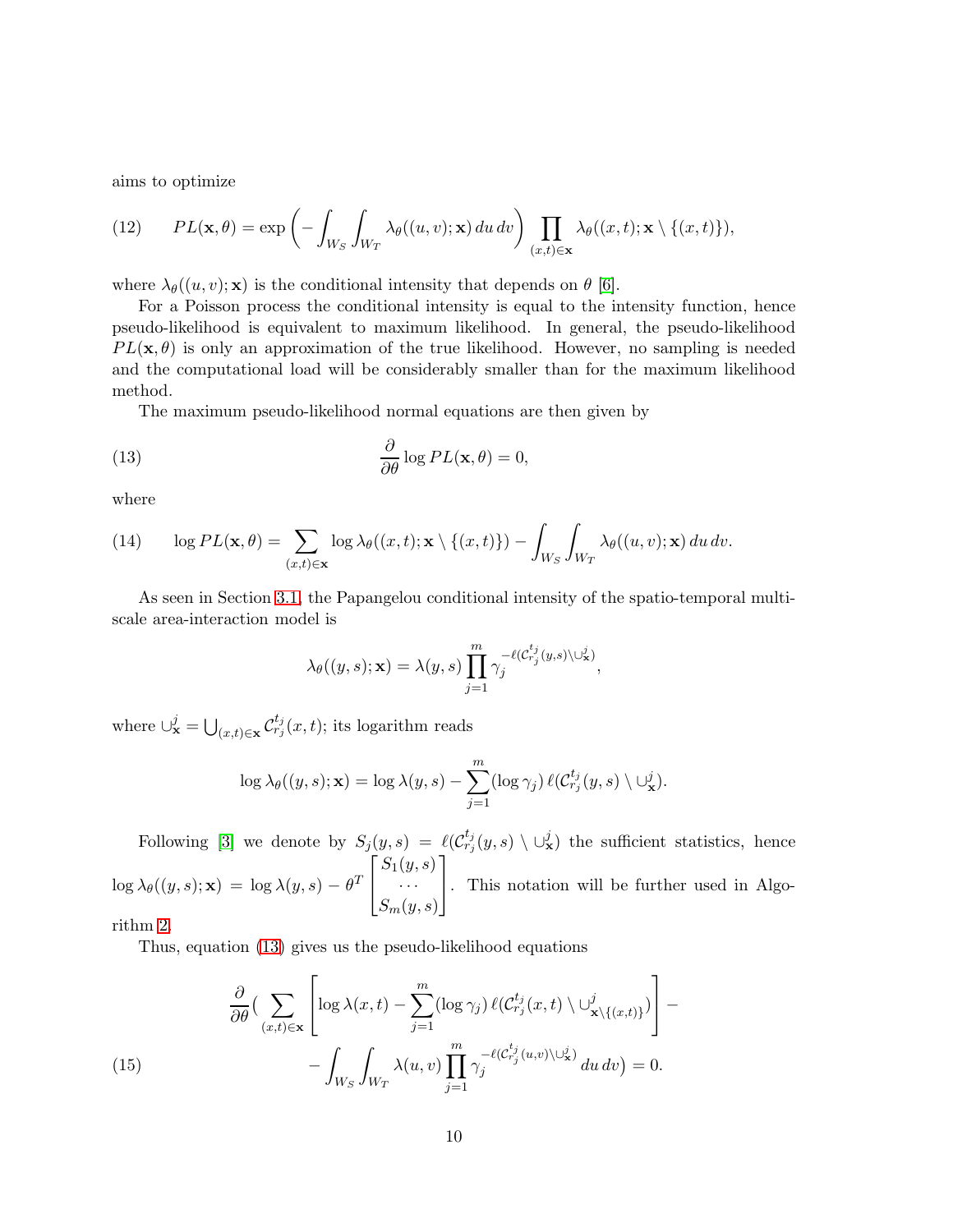aims to optimize

$$
(12) \qquad PL(\mathbf{x},\theta) = \exp\left(-\int_{W_S}\int_{W_T} \lambda_\theta((u,v);\mathbf{x})\,du\,dv\right) \prod_{(x,t)\in\mathbf{x}} \lambda_\theta((x,t);\mathbf{x}\setminus\{(x,t)\}),
$$

where $\lambda_\theta((u,v);\mathbf{x})$ is the conditional intensity that depends on $\theta$ [6].

For a Poisson process the conditional intensity is equal to the intensity function, hence pseudo-likelihood is equivalent to maximum likelihood. In general, the pseudo-likelihood $PL(\mathbf{x},\theta)$ is only an approximation of the true likelihood. However, no sampling is needed and the computational load will be considerably smaller than for the maximum likelihood method.

The maximum pseudo-likelihood normal equations are then given by

$$
(13) \qquad \frac{\partial}{\partial\theta} \log PL(\mathbf{x},\theta) = 0,
$$

where

$$
(14) \qquad \log PL(\mathbf{x},\theta) = \sum_{(x,t)\in\mathbf{x}} \log \lambda_\theta((x,t);\mathbf{x}\setminus\{(x,t)\}) - \int_{W_S}\int_{W_T} \lambda_\theta((u,v);\mathbf{x})\,du\,dv.
$$

As seen in Section 3.1, the Papangelou conditional intensity of the spatio-temporal multi-scale area-interaction model is

$$
\lambda_\theta((y,s);\mathbf{x}) = \lambda(y,s)\prod_{j=1}^{m} \gamma_j^{-\ell(\mathcal{C}_{r_j}^{t_j}(y,s)\setminus\cup_{\mathbf{x}}^j)},
$$

where $\cup_{\mathbf{x}}^j = \bigcup_{(x,t)\in\mathbf{x}} \mathcal{C}_{r_j}^{t_j}(x,t)$; its logarithm reads

$$
\log \lambda_\theta((y,s);\mathbf{x}) = \log \lambda(y,s) - \sum_{j=1}^{m} (\log\gamma_j)\,\ell(\mathcal{C}_{r_j}^{t_j}(y,s)\setminus\cup_{\mathbf{x}}^j).
$$

Following [3] we denote by $S_j(y,s) = \ell(\mathcal{C}_{r_j}^{t_j}(y,s)\setminus\cup_{\mathbf{x}}^j)$ the sufficient statistics, hence $\log \lambda_\theta((y,s);\mathbf{x}) = \log\lambda(y,s) - \theta^T \begin{bmatrix} S_1(y,s) \\ \cdots \\ S_m(y,s) \end{bmatrix}$. This notation will be further used in Algorithm 2.

Thus, equation (13) gives us the pseudo-likelihood equations

$$
(15) \qquad \begin{aligned} &\frac{\partial}{\partial\theta}\Big( \sum_{(x,t)\in\mathbf{x}} \left[ \log\lambda(x,t) - \sum_{j=1}^{m} (\log\gamma_j)\,\ell(\mathcal{C}_{r_j}^{t_j}(x,t)\setminus\cup_{\mathbf{x}\setminus\{(x,t)\}}^j) \right] - \\ &\qquad - \int_{W_S}\int_{W_T} \lambda(u,v)\prod_{j=1}^{m} \gamma_j^{-\ell(\mathcal{C}_{r_j}^{t_j}(u,v)\setminus\cup_{\mathbf{x}}^j)}\,du\,dv\Big) = 0. \end{aligned}
$$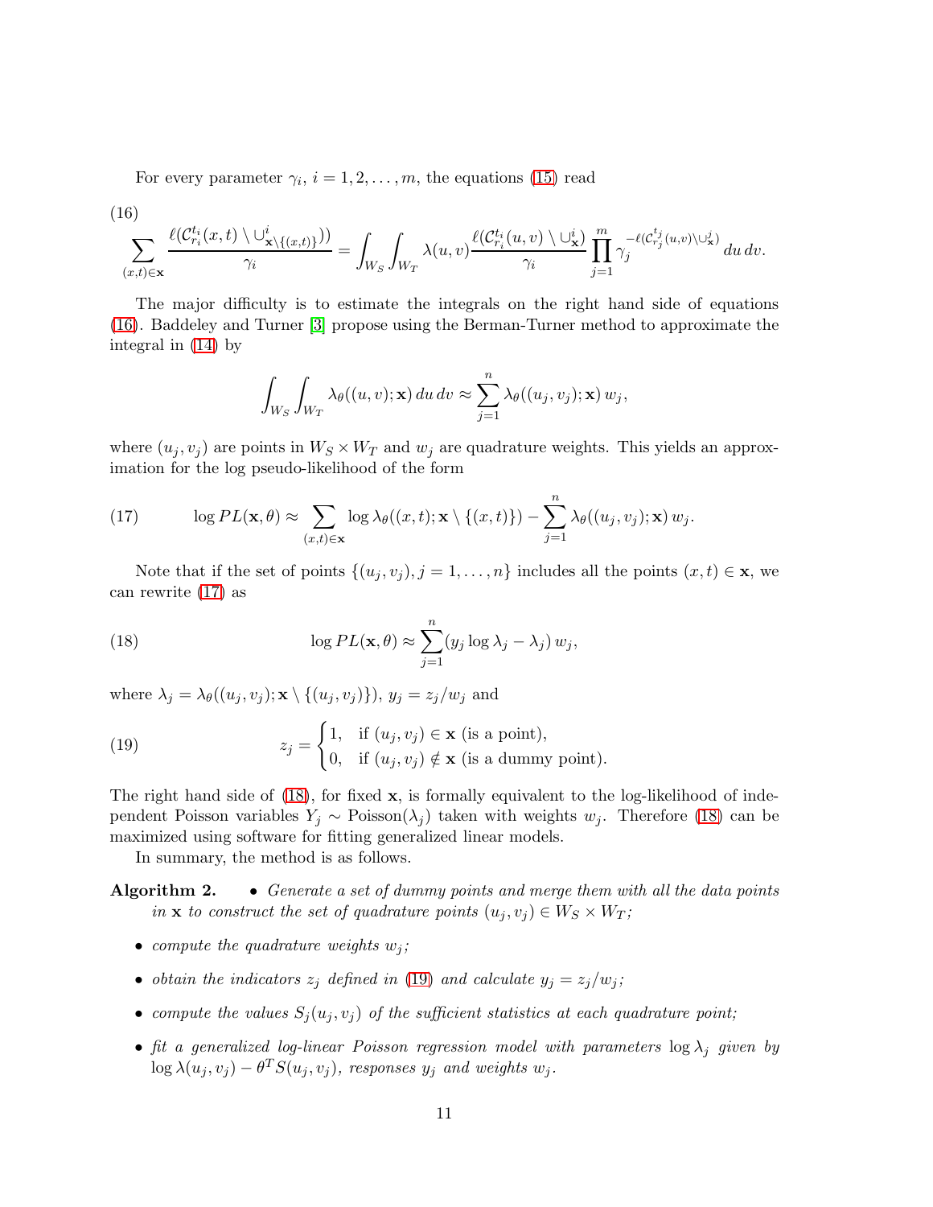For every parameter $\gamma_i$, $i = 1, 2, \ldots, m$, the equations (15) read

(16)
$$\sum_{(x,t)\in\mathbf{x}} \frac{\ell(\mathcal{C}_{r_i}^{t_i}(x,t) \setminus \cup^i_{\mathbf{x}\setminus\{(x,t)\}}))}{\gamma_i} = \int_{W_S}\int_{W_T} \lambda(u,v) \frac{\ell(\mathcal{C}_{r_i}^{t_i}(u,v) \setminus \cup^i_{\mathbf{x}})}{\gamma_i} \prod_{j=1}^{m} \gamma_j^{-\ell(\mathcal{C}_{r_j}^{t_j}(u,v)\setminus\cup^j_{\mathbf{x}})}\, du\, dv.$$

The major difficulty is to estimate the integrals on the right hand side of equations (16). Baddeley and Turner [3] propose using the Berman-Turner method to approximate the integral in (14) by

$$\int_{W_S}\int_{W_T} \lambda_\theta((u,v);\mathbf{x})\, du\, dv \approx \sum_{j=1}^{n} \lambda_\theta((u_j,v_j);\mathbf{x})\, w_j,$$

where $(u_j, v_j)$ are points in $W_S \times W_T$ and $w_j$ are quadrature weights. This yields an approximation for the log pseudo-likelihood of the form

$$\log PL(\mathbf{x},\theta) \approx \sum_{(x,t)\in\mathbf{x}} \log \lambda_\theta((x,t);\mathbf{x}\setminus\{(x,t)\}) - \sum_{j=1}^{n} \lambda_\theta((u_j,v_j);\mathbf{x})\, w_j. \tag{17}$$

Note that if the set of points $\{(u_j, v_j), j = 1, \ldots, n\}$ includes all the points $(x,t) \in \mathbf{x}$, we can rewrite (17) as

$$\log PL(\mathbf{x},\theta) \approx \sum_{j=1}^{n} (y_j \log \lambda_j - \lambda_j)\, w_j, \tag{18}$$

where $\lambda_j = \lambda_\theta((u_j,v_j);\mathbf{x}\setminus\{(u_j,v_j)\})$, $y_j = z_j/w_j$ and

$$z_j = \begin{cases} 1, & \text{if } (u_j,v_j) \in \mathbf{x} \text{ (is a point)},\\ 0, & \text{if } (u_j,v_j) \notin \mathbf{x} \text{ (is a dummy point)}.\end{cases} \tag{19}$$

The right hand side of (18), for fixed $\mathbf{x}$, is formally equivalent to the log-likelihood of independent Poisson variables $Y_j \sim \text{Poisson}(\lambda_j)$ taken with weights $w_j$. Therefore (18) can be maximized using software for fitting generalized linear models.

In summary, the method is as follows.

**Algorithm 2.**

- *Generate a set of dummy points and merge them with all the data points in $\mathbf{x}$ to construct the set of quadrature points $(u_j, v_j) \in W_S \times W_T$;*
- *compute the quadrature weights $w_j$;*
- *obtain the indicators $z_j$ defined in (19) and calculate $y_j = z_j/w_j$;*
- *compute the values $S_j(u_j, v_j)$ of the sufficient statistics at each quadrature point;*
- *fit a generalized log-linear Poisson regression model with parameters $\log \lambda_j$ given by $\log \lambda(u_j, v_j) - \theta^T S(u_j, v_j)$, responses $y_j$ and weights $w_j$.*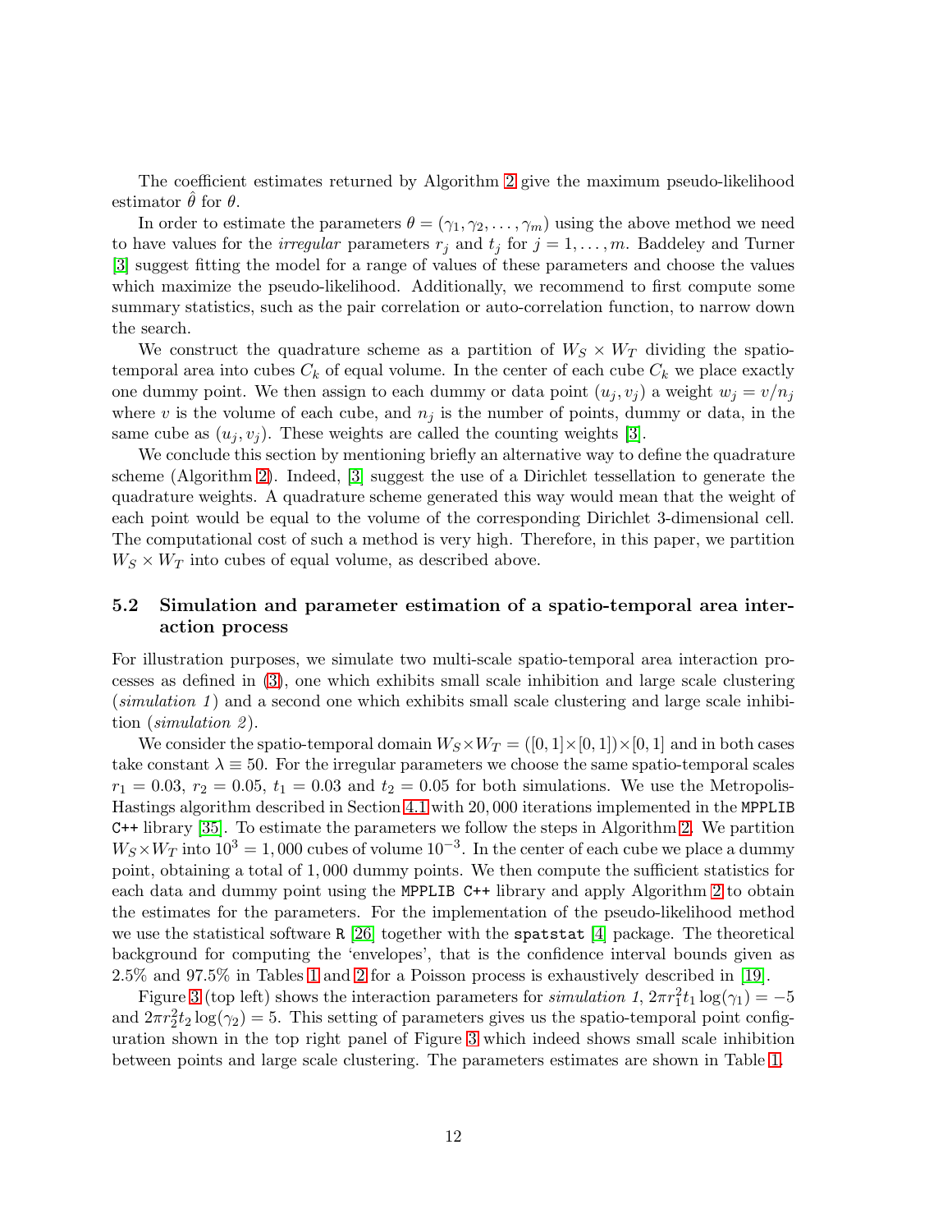The coefficient estimates returned by Algorithm 2 give the maximum pseudo-likelihood estimator $\hat{\theta}$ for $\theta$.

In order to estimate the parameters $\theta = (\gamma_1, \gamma_2, \ldots, \gamma_m)$ using the above method we need to have values for the *irregular* parameters $r_j$ and $t_j$ for $j = 1, \ldots, m$. Baddeley and Turner [3] suggest fitting the model for a range of values of these parameters and choose the values which maximize the pseudo-likelihood. Additionally, we recommend to first compute some summary statistics, such as the pair correlation or auto-correlation function, to narrow down the search.

We construct the quadrature scheme as a partition of $W_S \times W_T$ dividing the spatio-temporal area into cubes $C_k$ of equal volume. In the center of each cube $C_k$ we place exactly one dummy point. We then assign to each dummy or data point $(u_j, v_j)$ a weight $w_j = v/n_j$ where $v$ is the volume of each cube, and $n_j$ is the number of points, dummy or data, in the same cube as $(u_j, v_j)$. These weights are called the counting weights [3].

We conclude this section by mentioning briefly an alternative way to define the quadrature scheme (Algorithm 2). Indeed, [3] suggest the use of a Dirichlet tessellation to generate the quadrature weights. A quadrature scheme generated this way would mean that the weight of each point would be equal to the volume of the corresponding Dirichlet 3-dimensional cell. The computational cost of such a method is very high. Therefore, in this paper, we partition $W_S \times W_T$ into cubes of equal volume, as described above.

### 5.2 Simulation and parameter estimation of a spatio-temporal area interaction process

For illustration purposes, we simulate two multi-scale spatio-temporal area interaction processes as defined in (3), one which exhibits small scale inhibition and large scale clustering (*simulation 1*) and a second one which exhibits small scale clustering and large scale inhibition (*simulation 2*).

We consider the spatio-temporal domain $W_S \times W_T = ([0,1]\times[0,1])\times[0,1]$ and in both cases take constant $\lambda \equiv 50$. For the irregular parameters we choose the same spatio-temporal scales $r_1 = 0.03$, $r_2 = 0.05$, $t_1 = 0.03$ and $t_2 = 0.05$ for both simulations. We use the Metropolis-Hastings algorithm described in Section 4.1 with $20,000$ iterations implemented in the `MPPLIB C++` library [35]. To estimate the parameters we follow the steps in Algorithm 2. We partition $W_S \times W_T$ into $10^3 = 1,000$ cubes of volume $10^{-3}$. In the center of each cube we place a dummy point, obtaining a total of $1,000$ dummy points. We then compute the sufficient statistics for each data and dummy point using the `MPPLIB C++` library and apply Algorithm 2 to obtain the estimates for the parameters. For the implementation of the pseudo-likelihood method we use the statistical software `R` [26] together with the `spatstat` [4] package. The theoretical background for computing the 'envelopes', that is the confidence interval bounds given as 2.5% and 97.5% in Tables 1 and 2 for a Poisson process is exhaustively described in [19].

Figure 3 (top left) shows the interaction parameters for *simulation 1*, $2\pi r_1^2 t_1 \log(\gamma_1) = -5$ and $2\pi r_2^2 t_2 \log(\gamma_2) = 5$. This setting of parameters gives us the spatio-temporal point configuration shown in the top right panel of Figure 3 which indeed shows small scale inhibition between points and large scale clustering. The parameters estimates are shown in Table 1.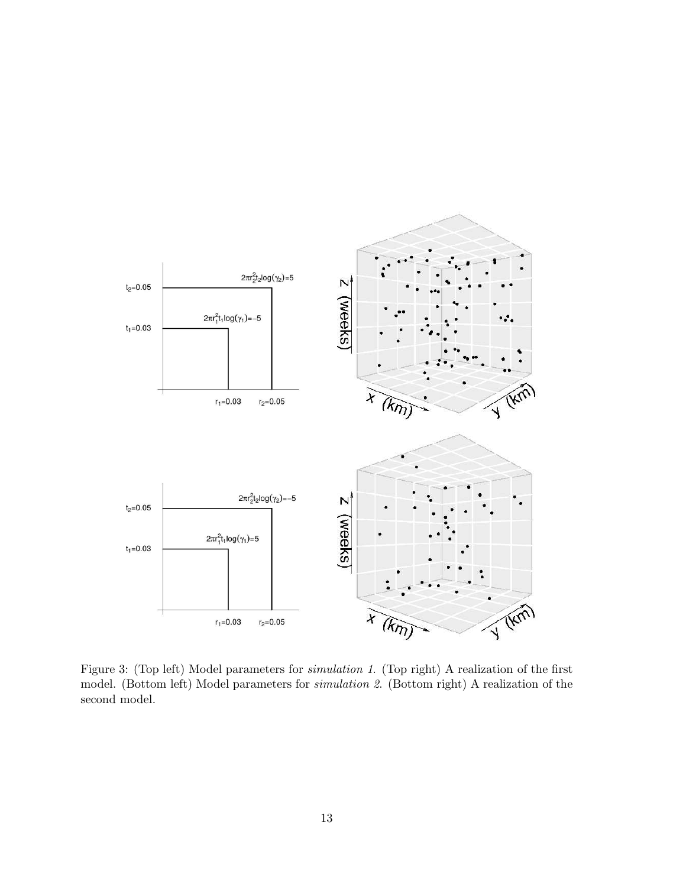Figure 3: (Top left) Model parameters for *simulation 1*. (Top right) A realization of the first model. (Bottom left) Model parameters for *simulation 2*. (Bottom right) A realization of the second model.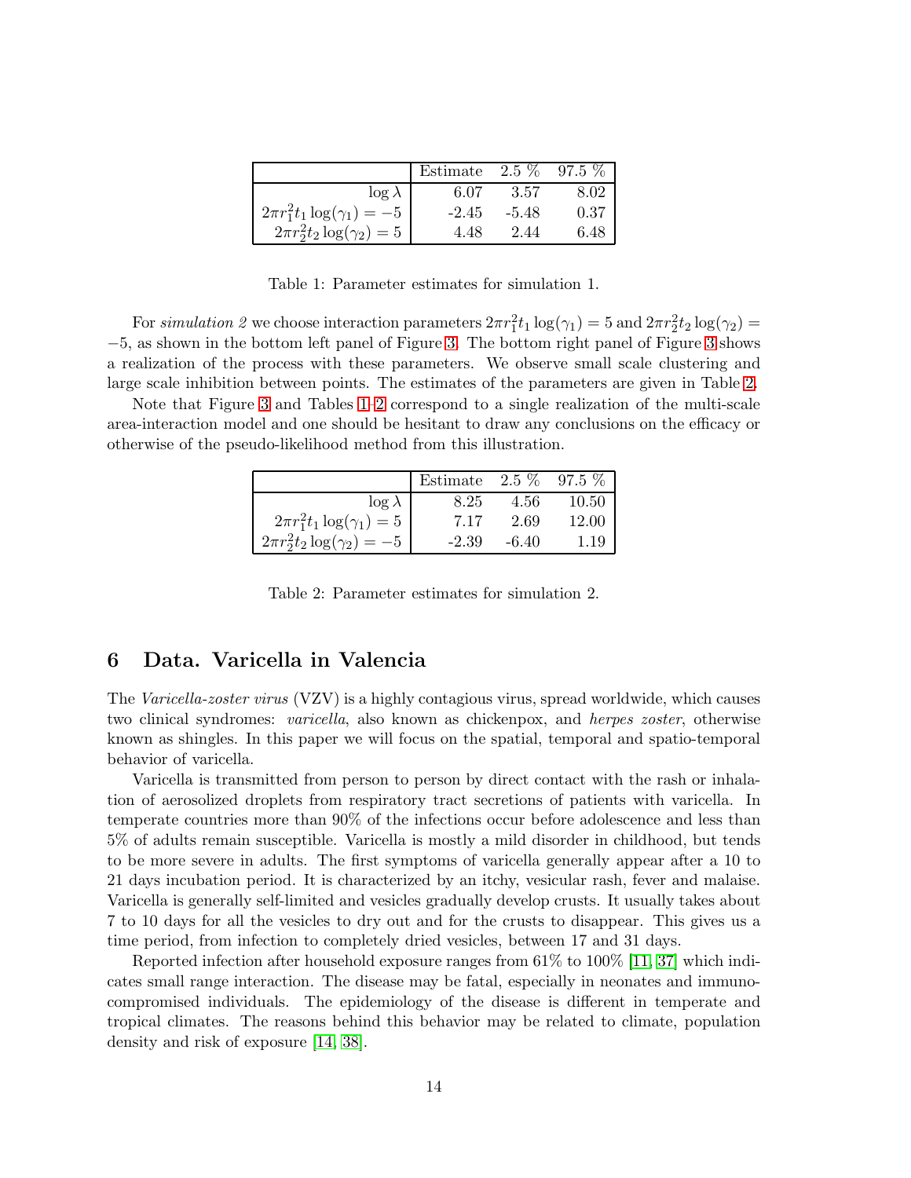|  | Estimate | 2.5 % | 97.5 % |
|---|---|---|---|
| $\log \lambda$ | 6.07 | 3.57 | 8.02 |
| $2\pi r_1^2 t_1 \log(\gamma_1) = -5$ | -2.45 | -5.48 | 0.37 |
| $2\pi r_2^2 t_2 \log(\gamma_2) = 5$ | 4.48 | 2.44 | 6.48 |

Table 1: Parameter estimates for simulation 1.

For *simulation 2* we choose interaction parameters $2\pi r_1^2 t_1 \log(\gamma_1) = 5$ and $2\pi r_2^2 t_2 \log(\gamma_2) = -5$, as shown in the bottom left panel of Figure 3. The bottom right panel of Figure 3 shows a realization of the process with these parameters. We observe small scale clustering and large scale inhibition between points. The estimates of the parameters are given in Table 2.

Note that Figure 3 and Tables 1–2 correspond to a single realization of the multi-scale area-interaction model and one should be hesitant to draw any conclusions on the efficacy or otherwise of the pseudo-likelihood method from this illustration.

|  | Estimate | 2.5 % | 97.5 % |
|---|---|---|---|
| $\log \lambda$ | 8.25 | 4.56 | 10.50 |
| $2\pi r_1^2 t_1 \log(\gamma_1) = 5$ | 7.17 | 2.69 | 12.00 |
| $2\pi r_2^2 t_2 \log(\gamma_2) = -5$ | -2.39 | -6.40 | 1.19 |

Table 2: Parameter estimates for simulation 2.

# 6 Data. Varicella in Valencia

The *Varicella-zoster virus* (VZV) is a highly contagious virus, spread worldwide, which causes two clinical syndromes: *varicella*, also known as chickenpox, and *herpes zoster*, otherwise known as shingles. In this paper we will focus on the spatial, temporal and spatio-temporal behavior of varicella.

Varicella is transmitted from person to person by direct contact with the rash or inhalation of aerosolized droplets from respiratory tract secretions of patients with varicella. In temperate countries more than 90% of the infections occur before adolescence and less than 5% of adults remain susceptible. Varicella is mostly a mild disorder in childhood, but tends to be more severe in adults. The first symptoms of varicella generally appear after a 10 to 21 days incubation period. It is characterized by an itchy, vesicular rash, fever and malaise. Varicella is generally self-limited and vesicles gradually develop crusts. It usually takes about 7 to 10 days for all the vesicles to dry out and for the crusts to disappear. This gives us a time period, from infection to completely dried vesicles, between 17 and 31 days.

Reported infection after household exposure ranges from 61% to 100% [11, 37] which indicates small range interaction. The disease may be fatal, especially in neonates and immunocompromised individuals. The epidemiology of the disease is different in temperate and tropical climates. The reasons behind this behavior may be related to climate, population density and risk of exposure [14, 38].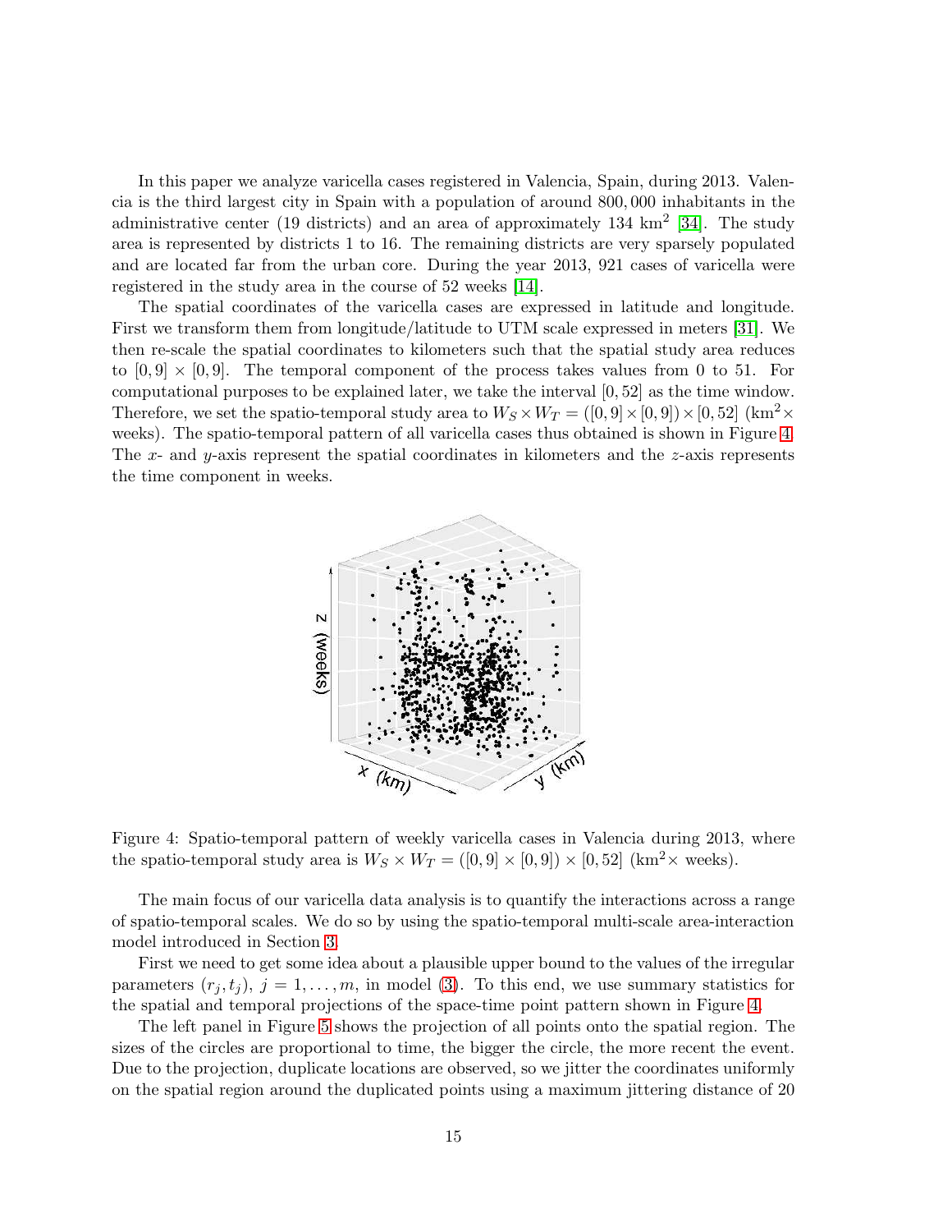In this paper we analyze varicella cases registered in Valencia, Spain, during 2013. Valencia is the third largest city in Spain with a population of around 800,000 inhabitants in the administrative center (19 districts) and an area of approximately 134 km$^2$ [34]. The study area is represented by districts 1 to 16. The remaining districts are very sparsely populated and are located far from the urban core. During the year 2013, 921 cases of varicella were registered in the study area in the course of 52 weeks [14].

The spatial coordinates of the varicella cases are expressed in latitude and longitude. First we transform them from longitude/latitude to UTM scale expressed in meters [31]. We then re-scale the spatial coordinates to kilometers such that the spatial study area reduces to $[0, 9] \times [0, 9]$. The temporal component of the process takes values from 0 to 51. For computational purposes to be explained later, we take the interval $[0, 52]$ as the time window. Therefore, we set the spatio-temporal study area to $W_S \times W_T = ([0, 9] \times [0, 9]) \times [0, 52]$ (km$^2\times$ weeks). The spatio-temporal pattern of all varicella cases thus obtained is shown in Figure 4. The $x$- and $y$-axis represent the spatial coordinates in kilometers and the $z$-axis represents the time component in weeks.

Figure 4: Spatio-temporal pattern of weekly varicella cases in Valencia during 2013, where the spatio-temporal study area is $W_S \times W_T = ([0, 9] \times [0, 9]) \times [0, 52]$ (km$^2\times$ weeks).

The main focus of our varicella data analysis is to quantify the interactions across a range of spatio-temporal scales. We do so by using the spatio-temporal multi-scale area-interaction model introduced in Section 3.

First we need to get some idea about a plausible upper bound to the values of the irregular parameters $(r_j, t_j)$, $j = 1, \ldots, m$, in model (3). To this end, we use summary statistics for the spatial and temporal projections of the space-time point pattern shown in Figure 4.

The left panel in Figure 5 shows the projection of all points onto the spatial region. The sizes of the circles are proportional to time, the bigger the circle, the more recent the event. Due to the projection, duplicate locations are observed, so we jitter the coordinates uniformly on the spatial region around the duplicated points using a maximum jittering distance of 20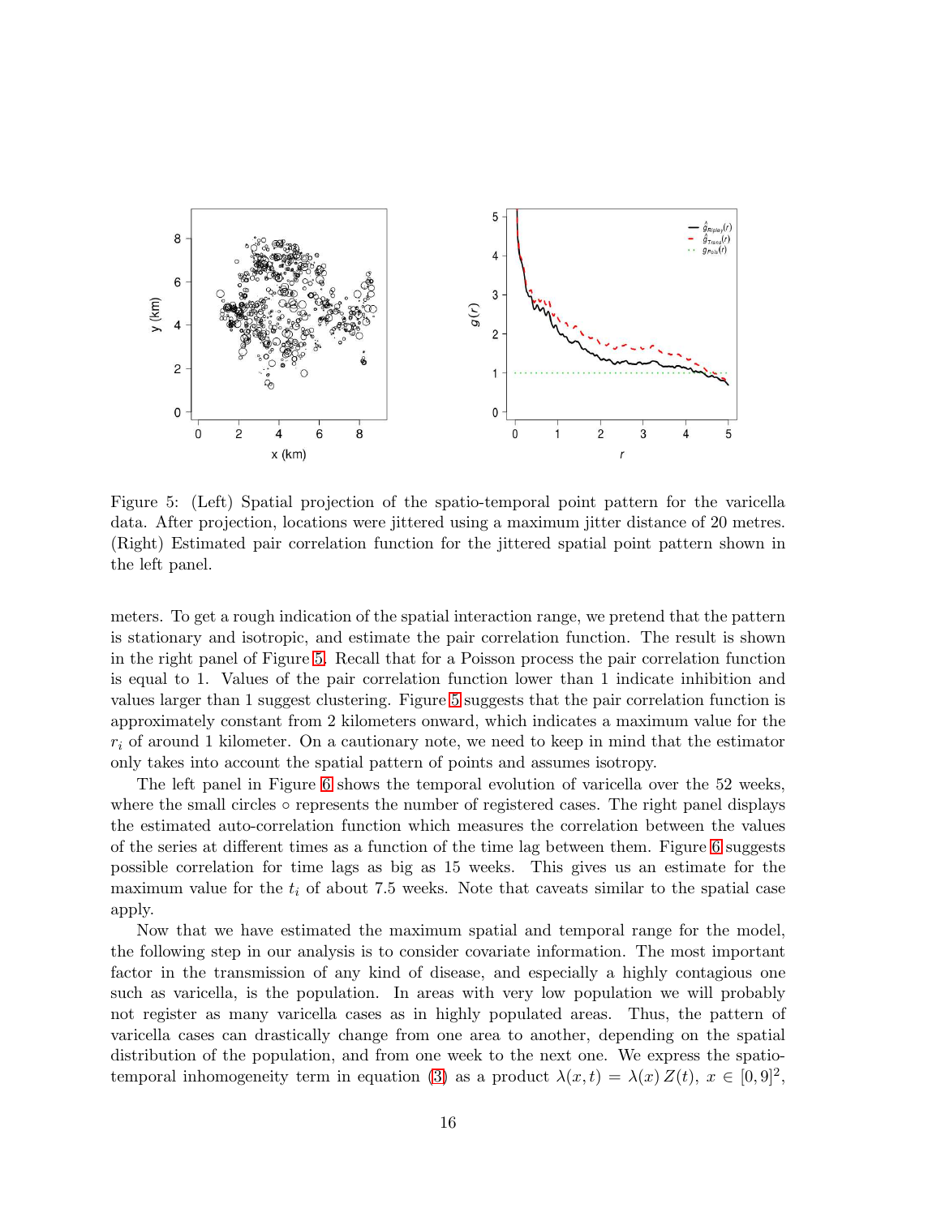Figure 5: (Left) Spatial projection of the spatio-temporal point pattern for the varicella data. After projection, locations were jittered using a maximum jitter distance of 20 metres. (Right) Estimated pair correlation function for the jittered spatial point pattern shown in the left panel.

meters. To get a rough indication of the spatial interaction range, we pretend that the pattern is stationary and isotropic, and estimate the pair correlation function. The result is shown in the right panel of Figure 5. Recall that for a Poisson process the pair correlation function is equal to 1. Values of the pair correlation function lower than 1 indicate inhibition and values larger than 1 suggest clustering. Figure 5 suggests that the pair correlation function is approximately constant from 2 kilometers onward, which indicates a maximum value for the $r_i$ of around 1 kilometer. On a cautionary note, we need to keep in mind that the estimator only takes into account the spatial pattern of points and assumes isotropy.

The left panel in Figure 6 shows the temporal evolution of varicella over the 52 weeks, where the small circles $\circ$ represents the number of registered cases. The right panel displays the estimated auto-correlation function which measures the correlation between the values of the series at different times as a function of the time lag between them. Figure 6 suggests possible correlation for time lags as big as 15 weeks. This gives us an estimate for the maximum value for the $t_i$ of about 7.5 weeks. Note that caveats similar to the spatial case apply.

Now that we have estimated the maximum spatial and temporal range for the model, the following step in our analysis is to consider covariate information. The most important factor in the transmission of any kind of disease, and especially a highly contagious one such as varicella, is the population. In areas with very low population we will probably not register as many varicella cases as in highly populated areas. Thus, the pattern of varicella cases can drastically change from one area to another, depending on the spatial distribution of the population, and from one week to the next one. We express the spatio-temporal inhomogeneity term in equation (3) as a product $\lambda(x, t) = \lambda(x)\, Z(t)$, $x \in [0, 9]^2$,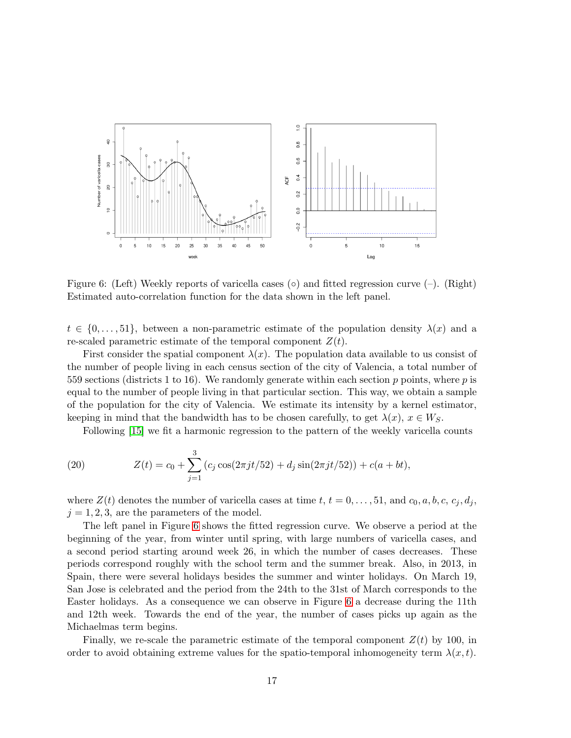Figure 6: (Left) Weekly reports of varicella cases (○) and fitted regression curve (–). (Right) Estimated auto-correlation function for the data shown in the left panel.

$t \in \{0, \ldots, 51\}$, between a non-parametric estimate of the population density $\lambda(x)$ and a re-scaled parametric estimate of the temporal component $Z(t)$.

First consider the spatial component $\lambda(x)$. The population data available to us consist of the number of people living in each census section of the city of Valencia, a total number of 559 sections (districts 1 to 16). We randomly generate within each section $p$ points, where $p$ is equal to the number of people living in that particular section. This way, we obtain a sample of the population for the city of Valencia. We estimate its intensity by a kernel estimator, keeping in mind that the bandwidth has to be chosen carefully, to get $\lambda(x)$, $x \in W_S$.

Following [15] we fit a harmonic regression to the pattern of the weekly varicella counts

$$Z(t) = c_0 + \sum_{j=1}^{3} \left( c_j \cos(2\pi jt/52) + d_j \sin(2\pi jt/52) \right) + c(a + bt), \tag{20}$$

where $Z(t)$ denotes the number of varicella cases at time $t$, $t = 0, \ldots, 51$, and $c_0, a, b, c, c_j, d_j$, $j = 1, 2, 3$, are the parameters of the model.

The left panel in Figure 6 shows the fitted regression curve. We observe a period at the beginning of the year, from winter until spring, with large numbers of varicella cases, and a second period starting around week 26, in which the number of cases decreases. These periods correspond roughly with the school term and the summer break. Also, in 2013, in Spain, there were several holidays besides the summer and winter holidays. On March 19, San Jose is celebrated and the period from the 24th to the 31st of March corresponds to the Easter holidays. As a consequence we can observe in Figure 6 a decrease during the 11th and 12th week. Towards the end of the year, the number of cases picks up again as the Michaelmas term begins.

Finally, we re-scale the parametric estimate of the temporal component $Z(t)$ by 100, in order to avoid obtaining extreme values for the spatio-temporal inhomogeneity term $\lambda(x, t)$.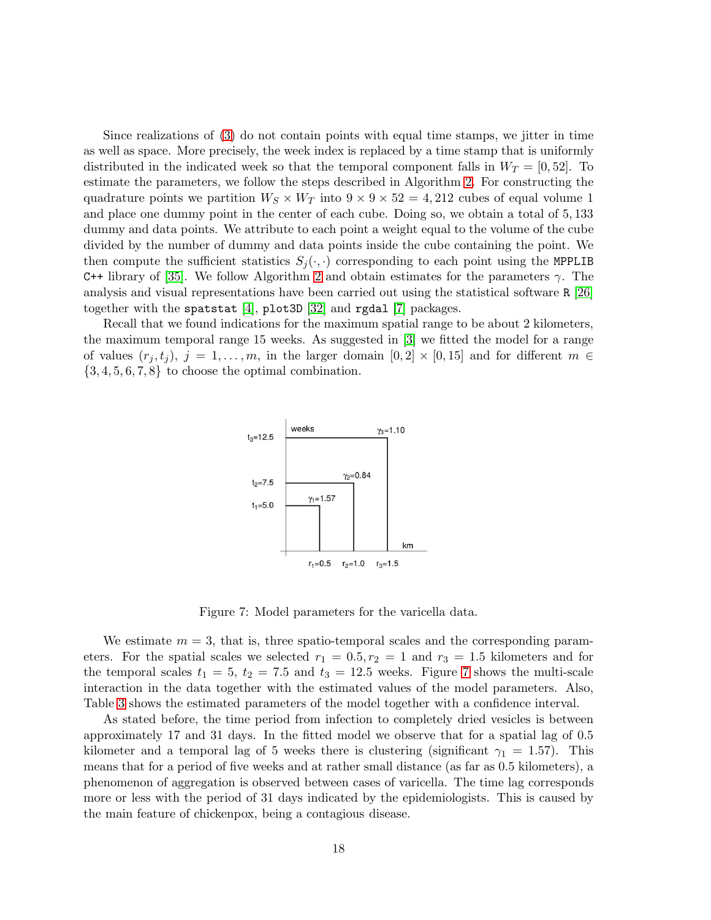Since realizations of (3) do not contain points with equal time stamps, we jitter in time as well as space. More precisely, the week index is replaced by a time stamp that is uniformly distributed in the indicated week so that the temporal component falls in $W_T = [0, 52]$. To estimate the parameters, we follow the steps described in Algorithm 2. For constructing the quadrature points we partition $W_S \times W_T$ into $9 \times 9 \times 52 = 4,212$ cubes of equal volume 1 and place one dummy point in the center of each cube. Doing so, we obtain a total of 5,133 dummy and data points. We attribute to each point a weight equal to the volume of the cube divided by the number of dummy and data points inside the cube containing the point. We then compute the sufficient statistics $S_j(\cdot, \cdot)$ corresponding to each point using the `MPPLIB C++` library of [35]. We follow Algorithm 2 and obtain estimates for the parameters $\gamma$. The analysis and visual representations have been carried out using the statistical software `R` [26] together with the `spatstat` [4], `plot3D` [32] and `rgdal` [7] packages.

Recall that we found indications for the maximum spatial range to be about 2 kilometers, the maximum temporal range 15 weeks. As suggested in [3] we fitted the model for a range of values $(r_j, t_j)$, $j = 1, \ldots, m$, in the larger domain $[0, 2] \times [0, 15]$ and for different $m \in \{3, 4, 5, 6, 7, 8\}$ to choose the optimal combination.

Figure 7: Model parameters for the varicella data.

We estimate $m = 3$, that is, three spatio-temporal scales and the corresponding parameters. For the spatial scales we selected $r_1 = 0.5, r_2 = 1$ and $r_3 = 1.5$ kilometers and for the temporal scales $t_1 = 5$, $t_2 = 7.5$ and $t_3 = 12.5$ weeks. Figure 7 shows the multi-scale interaction in the data together with the estimated values of the model parameters. Also, Table 3 shows the estimated parameters of the model together with a confidence interval.

As stated before, the time period from infection to completely dried vesicles is between approximately 17 and 31 days. In the fitted model we observe that for a spatial lag of 0.5 kilometer and a temporal lag of 5 weeks there is clustering (significant $\gamma_1 = 1.57$). This means that for a period of five weeks and at rather small distance (as far as 0.5 kilometers), a phenomenon of aggregation is observed between cases of varicella. The time lag corresponds more or less with the period of 31 days indicated by the epidemiologists. This is caused by the main feature of chickenpox, being a contagious disease.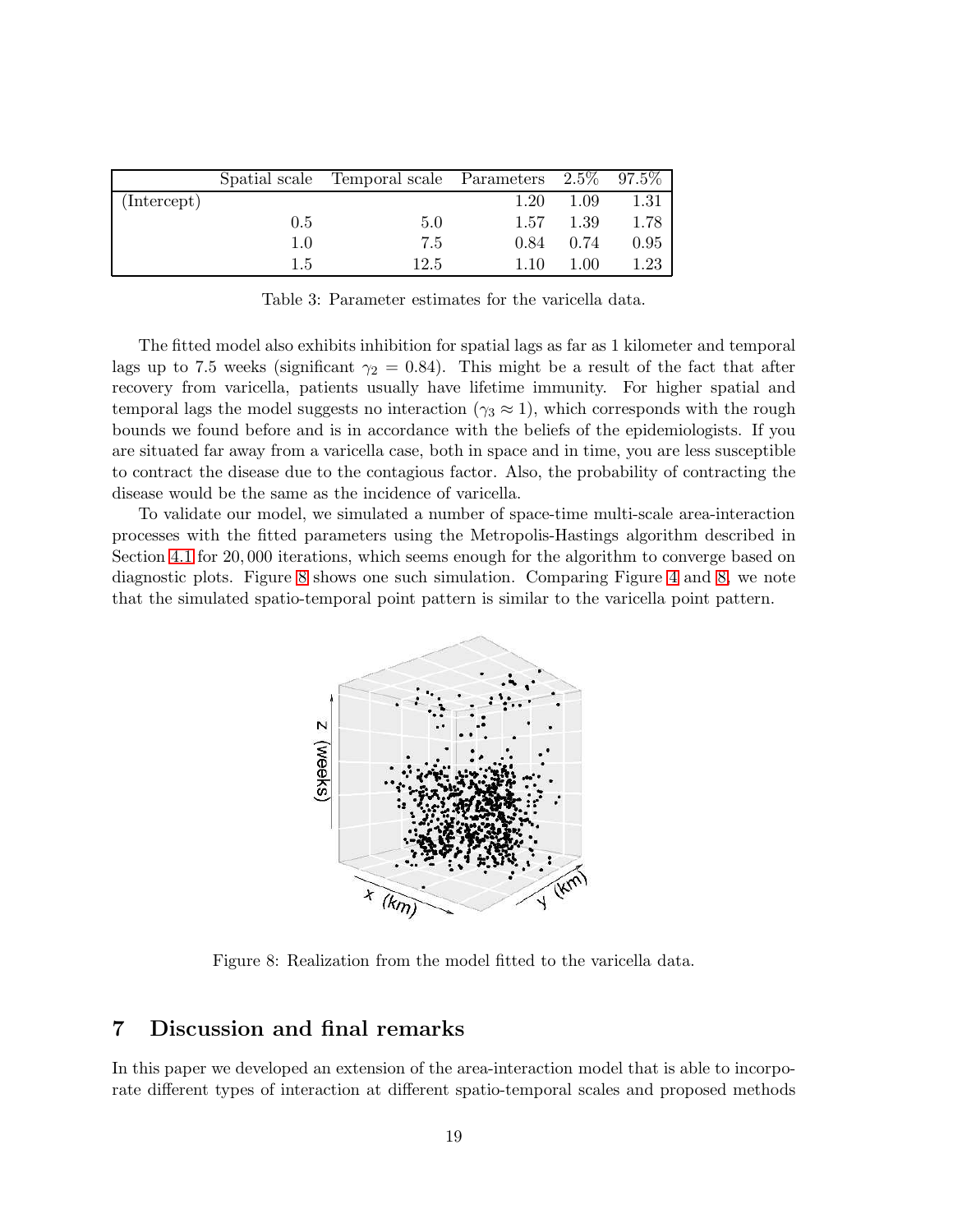|  | Spatial scale | Temporal scale | Parameters | 2.5% | 97.5% |
|---|---|---|---|---|---|
| (Intercept) |  |  | 1.20 | 1.09 | 1.31 |
|  | 0.5 | 5.0 | 1.57 | 1.39 | 1.78 |
|  | 1.0 | 7.5 | 0.84 | 0.74 | 0.95 |
|  | 1.5 | 12.5 | 1.10 | 1.00 | 1.23 |

Table 3: Parameter estimates for the varicella data.

The fitted model also exhibits inhibition for spatial lags as far as 1 kilometer and temporal lags up to 7.5 weeks (significant $\gamma_2 = 0.84$). This might be a result of the fact that after recovery from varicella, patients usually have lifetime immunity. For higher spatial and temporal lags the model suggests no interaction ($\gamma_3 \approx 1$), which corresponds with the rough bounds we found before and is in accordance with the beliefs of the epidemiologists. If you are situated far away from a varicella case, both in space and in time, you are less susceptible to contract the disease due to the contagious factor. Also, the probability of contracting the disease would be the same as the incidence of varicella.

To validate our model, we simulated a number of space-time multi-scale area-interaction processes with the fitted parameters using the Metropolis-Hastings algorithm described in Section 4.1 for 20,000 iterations, which seems enough for the algorithm to converge based on diagnostic plots. Figure 8 shows one such simulation. Comparing Figure 4 and 8, we note that the simulated spatio-temporal point pattern is similar to the varicella point pattern.

Figure 8: Realization from the model fitted to the varicella data.

## 7 Discussion and final remarks

In this paper we developed an extension of the area-interaction model that is able to incorporate different types of interaction at different spatio-temporal scales and proposed methods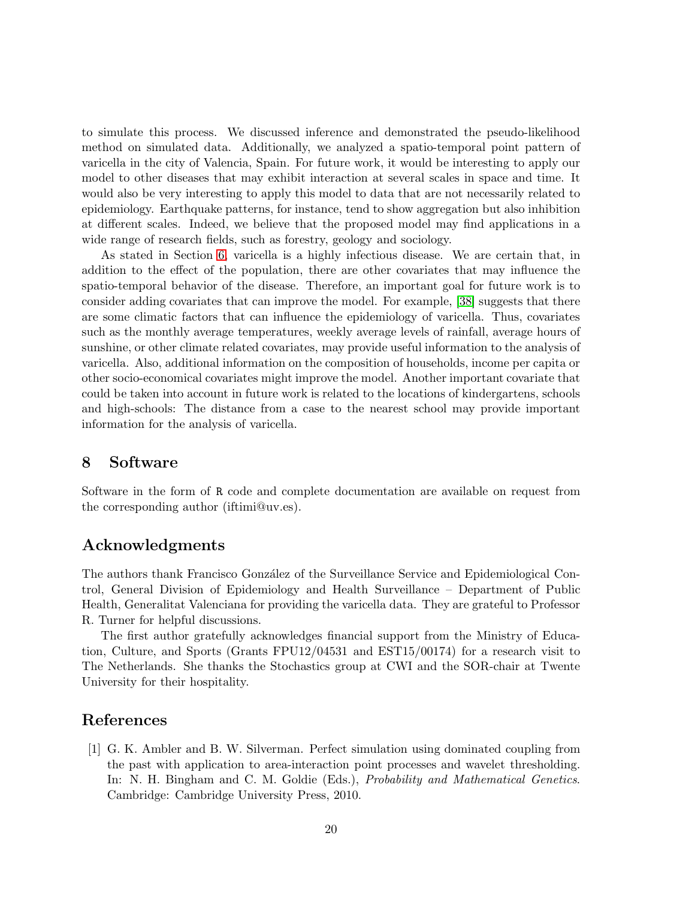to simulate this process. We discussed inference and demonstrated the pseudo-likelihood method on simulated data. Additionally, we analyzed a spatio-temporal point pattern of varicella in the city of Valencia, Spain. For future work, it would be interesting to apply our model to other diseases that may exhibit interaction at several scales in space and time. It would also be very interesting to apply this model to data that are not necessarily related to epidemiology. Earthquake patterns, for instance, tend to show aggregation but also inhibition at different scales. Indeed, we believe that the proposed model may find applications in a wide range of research fields, such as forestry, geology and sociology.

As stated in Section 6, varicella is a highly infectious disease. We are certain that, in addition to the effect of the population, there are other covariates that may influence the spatio-temporal behavior of the disease. Therefore, an important goal for future work is to consider adding covariates that can improve the model. For example, [38] suggests that there are some climatic factors that can influence the epidemiology of varicella. Thus, covariates such as the monthly average temperatures, weekly average levels of rainfall, average hours of sunshine, or other climate related covariates, may provide useful information to the analysis of varicella. Also, additional information on the composition of households, income per capita or other socio-economical covariates might improve the model. Another important covariate that could be taken into account in future work is related to the locations of kindergartens, schools and high-schools: The distance from a case to the nearest school may provide important information for the analysis of varicella.

## 8 Software

Software in the form of `R` code and complete documentation are available on request from the corresponding author (iftimi@uv.es).

## Acknowledgments

The authors thank Francisco González of the Surveillance Service and Epidemiological Control, General Division of Epidemiology and Health Surveillance – Department of Public Health, Generalitat Valenciana for providing the varicella data. They are grateful to Professor R. Turner for helpful discussions.

The first author gratefully acknowledges financial support from the Ministry of Education, Culture, and Sports (Grants FPU12/04531 and EST15/00174) for a research visit to The Netherlands. She thanks the Stochastics group at CWI and the SOR-chair at Twente University for their hospitality.

## References

[1] G. K. Ambler and B. W. Silverman. Perfect simulation using dominated coupling from the past with application to area-interaction point processes and wavelet thresholding. In: N. H. Bingham and C. M. Goldie (Eds.), *Probability and Mathematical Genetics*. Cambridge: Cambridge University Press, 2010.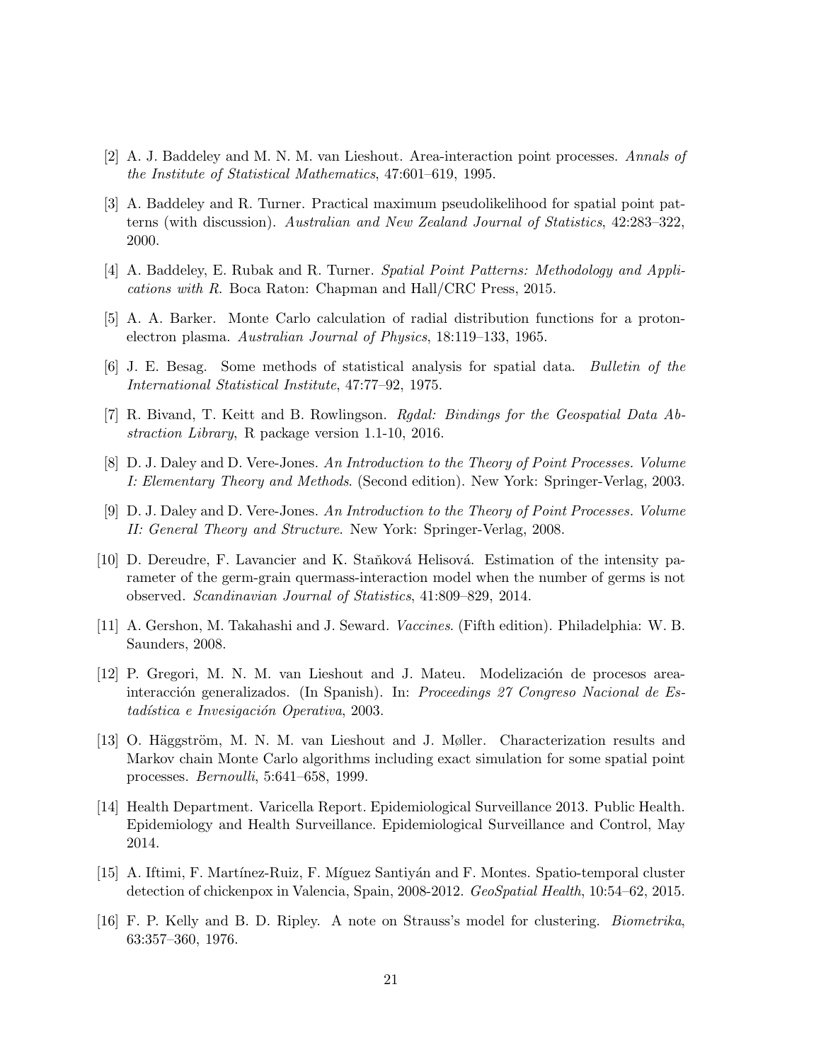[2] A. J. Baddeley and M. N. M. van Lieshout. Area-interaction point processes. *Annals of the Institute of Statistical Mathematics*, 47:601–619, 1995.

[3] A. Baddeley and R. Turner. Practical maximum pseudolikelihood for spatial point patterns (with discussion). *Australian and New Zealand Journal of Statistics*, 42:283–322, 2000.

[4] A. Baddeley, E. Rubak and R. Turner. *Spatial Point Patterns: Methodology and Applications with R*. Boca Raton: Chapman and Hall/CRC Press, 2015.

[5] A. A. Barker. Monte Carlo calculation of radial distribution functions for a proton-electron plasma. *Australian Journal of Physics*, 18:119–133, 1965.

[6] J. E. Besag. Some methods of statistical analysis for spatial data. *Bulletin of the International Statistical Institute*, 47:77–92, 1975.

[7] R. Bivand, T. Keitt and B. Rowlingson. *Rgdal: Bindings for the Geospatial Data Abstraction Library*, R package version 1.1-10, 2016.

[8] D. J. Daley and D. Vere-Jones. *An Introduction to the Theory of Point Processes. Volume I: Elementary Theory and Methods*. (Second edition). New York: Springer-Verlag, 2003.

[9] D. J. Daley and D. Vere-Jones. *An Introduction to the Theory of Point Processes. Volume II: General Theory and Structure*. New York: Springer-Verlag, 2008.

[10] D. Dereudre, F. Lavancier and K. Staňková Helisová. Estimation of the intensity parameter of the germ-grain quermass-interaction model when the number of germs is not observed. *Scandinavian Journal of Statistics*, 41:809–829, 2014.

[11] A. Gershon, M. Takahashi and J. Seward. *Vaccines*. (Fifth edition). Philadelphia: W. B. Saunders, 2008.

[12] P. Gregori, M. N. M. van Lieshout and J. Mateu. Modelización de procesos area-interacción generalizados. (In Spanish). In: *Proceedings 27 Congreso Nacional de Estadística e Invesigación Operativa*, 2003.

[13] O. Häggström, M. N. M. van Lieshout and J. Møller. Characterization results and Markov chain Monte Carlo algorithms including exact simulation for some spatial point processes. *Bernoulli*, 5:641–658, 1999.

[14] Health Department. Varicella Report. Epidemiological Surveillance 2013. Public Health. Epidemiology and Health Surveillance. Epidemiological Surveillance and Control, May 2014.

[15] A. Iftimi, F. Martínez-Ruiz, F. Míguez Santiyán and F. Montes. Spatio-temporal cluster detection of chickenpox in Valencia, Spain, 2008-2012. *GeoSpatial Health*, 10:54–62, 2015.

[16] F. P. Kelly and B. D. Ripley. A note on Strauss's model for clustering. *Biometrika*, 63:357–360, 1976.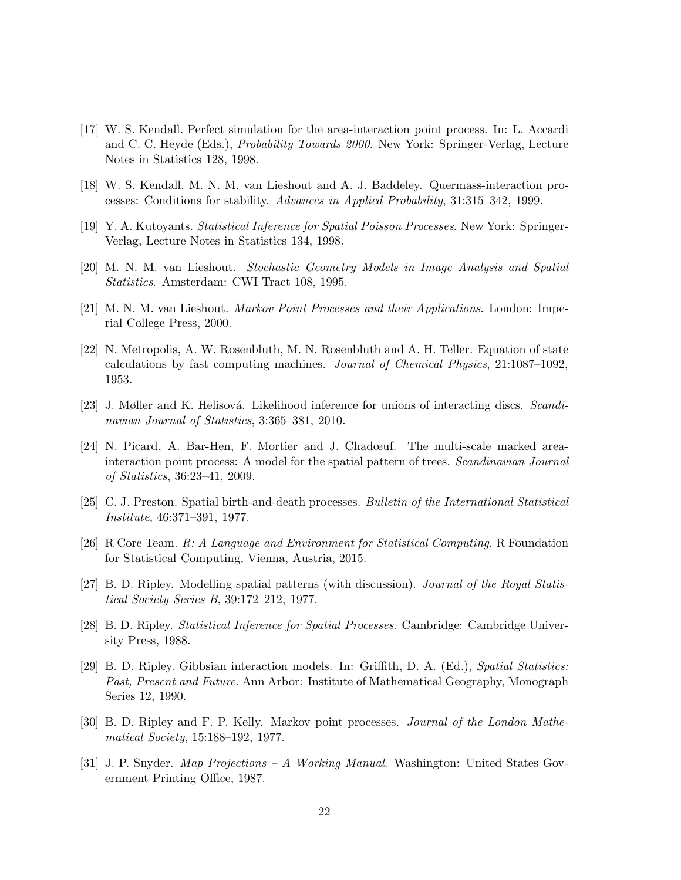[17] W. S. Kendall. Perfect simulation for the area-interaction point process. In: L. Accardi and C. C. Heyde (Eds.), *Probability Towards 2000*. New York: Springer-Verlag, Lecture Notes in Statistics 128, 1998.

[18] W. S. Kendall, M. N. M. van Lieshout and A. J. Baddeley. Quermass-interaction processes: Conditions for stability. *Advances in Applied Probability*, 31:315–342, 1999.

[19] Y. A. Kutoyants. *Statistical Inference for Spatial Poisson Processes*. New York: Springer-Verlag, Lecture Notes in Statistics 134, 1998.

[20] M. N. M. van Lieshout. *Stochastic Geometry Models in Image Analysis and Spatial Statistics*. Amsterdam: CWI Tract 108, 1995.

[21] M. N. M. van Lieshout. *Markov Point Processes and their Applications*. London: Imperial College Press, 2000.

[22] N. Metropolis, A. W. Rosenbluth, M. N. Rosenbluth and A. H. Teller. Equation of state calculations by fast computing machines. *Journal of Chemical Physics*, 21:1087–1092, 1953.

[23] J. Møller and K. Helisová. Likelihood inference for unions of interacting discs. *Scandinavian Journal of Statistics*, 3:365–381, 2010.

[24] N. Picard, A. Bar-Hen, F. Mortier and J. Chadœuf. The multi-scale marked area-interaction point process: A model for the spatial pattern of trees. *Scandinavian Journal of Statistics*, 36:23–41, 2009.

[25] C. J. Preston. Spatial birth-and-death processes. *Bulletin of the International Statistical Institute*, 46:371–391, 1977.

[26] R Core Team. *R: A Language and Environment for Statistical Computing*. R Foundation for Statistical Computing, Vienna, Austria, 2015.

[27] B. D. Ripley. Modelling spatial patterns (with discussion). *Journal of the Royal Statistical Society Series B*, 39:172–212, 1977.

[28] B. D. Ripley. *Statistical Inference for Spatial Processes*. Cambridge: Cambridge University Press, 1988.

[29] B. D. Ripley. Gibbsian interaction models. In: Griffith, D. A. (Ed.), *Spatial Statistics: Past, Present and Future*. Ann Arbor: Institute of Mathematical Geography, Monograph Series 12, 1990.

[30] B. D. Ripley and F. P. Kelly. Markov point processes. *Journal of the London Mathematical Society*, 15:188–192, 1977.

[31] J. P. Snyder. *Map Projections – A Working Manual*. Washington: United States Government Printing Office, 1987.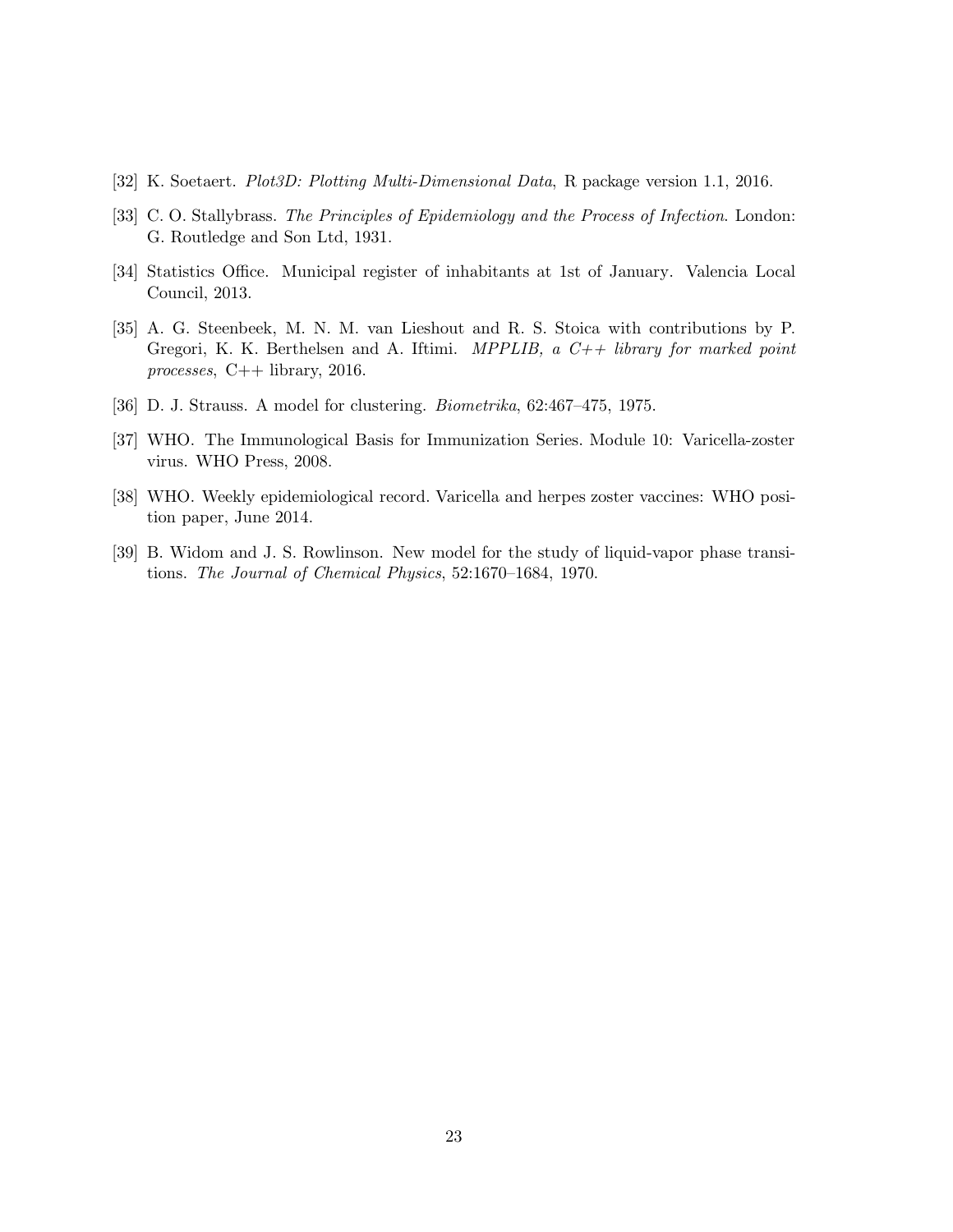[32] K. Soetaert. *Plot3D: Plotting Multi-Dimensional Data*, R package version 1.1, 2016.

[33] C. O. Stallybrass. *The Principles of Epidemiology and the Process of Infection*. London: G. Routledge and Son Ltd, 1931.

[34] Statistics Office. Municipal register of inhabitants at 1st of January. Valencia Local Council, 2013.

[35] A. G. Steenbeek, M. N. M. van Lieshout and R. S. Stoica with contributions by P. Gregori, K. K. Berthelsen and A. Iftimi. *MPPLIB, a C++ library for marked point processes*, C++ library, 2016.

[36] D. J. Strauss. A model for clustering. *Biometrika*, 62:467–475, 1975.

[37] WHO. The Immunological Basis for Immunization Series. Module 10: Varicella-zoster virus. WHO Press, 2008.

[38] WHO. Weekly epidemiological record. Varicella and herpes zoster vaccines: WHO position paper, June 2014.

[39] B. Widom and J. S. Rowlinson. New model for the study of liquid-vapor phase transitions. *The Journal of Chemical Physics*, 52:1670–1684, 1970.